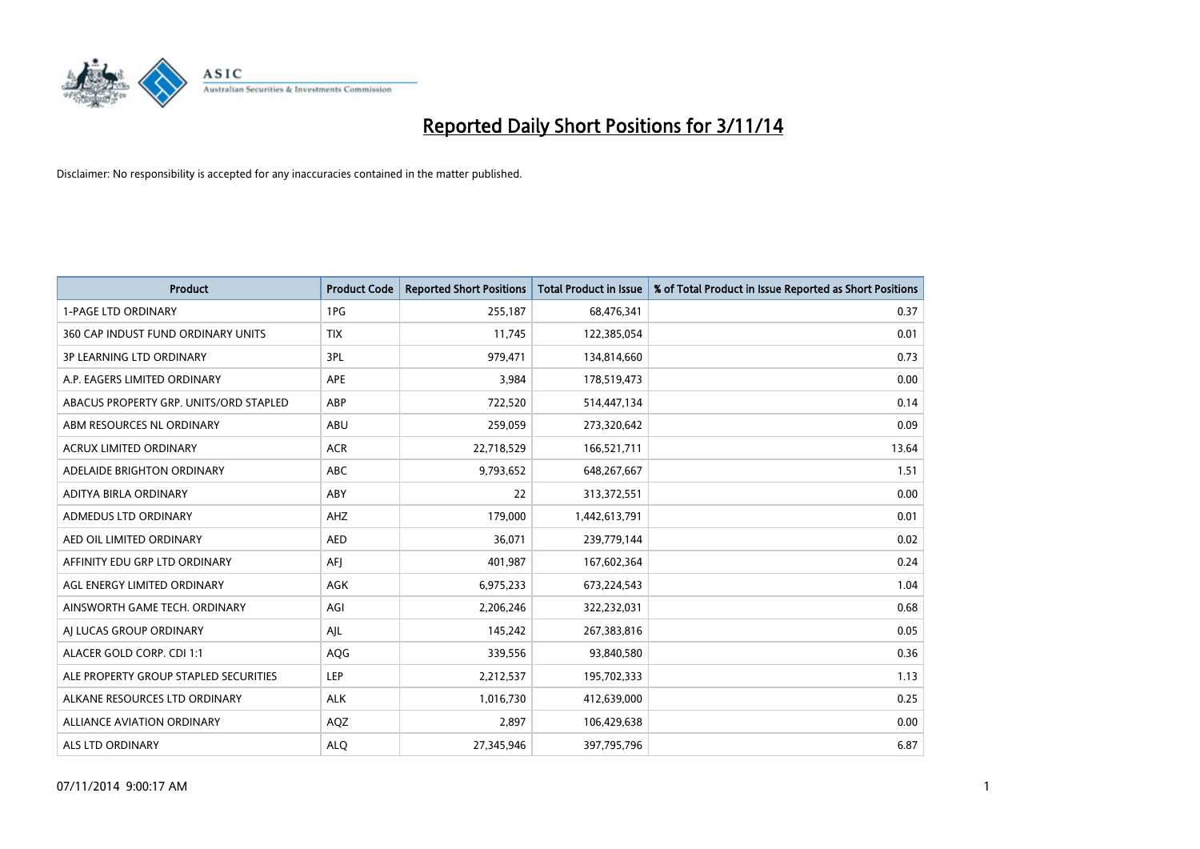# Reported Daily Short Positions for 3/11/14

Disclaimer: No responsibility is accepted for any inaccuracies contained in the matter published.

| Product | Product Code | Reported Short Positions | Total Product in Issue | % of Total Product in Issue Reported as Short Positions |
|---|---|---|---|---|
| 1-PAGE LTD ORDINARY | 1PG | 255,187 | 68,476,341 | 0.37 |
| 360 CAP INDUST FUND ORDINARY UNITS | TIX | 11,745 | 122,385,054 | 0.01 |
| 3P LEARNING LTD ORDINARY | 3PL | 979,471 | 134,814,660 | 0.73 |
| A.P. EAGERS LIMITED ORDINARY | APE | 3,984 | 178,519,473 | 0.00 |
| ABACUS PROPERTY GRP. UNITS/ORD STAPLED | ABP | 722,520 | 514,447,134 | 0.14 |
| ABM RESOURCES NL ORDINARY | ABU | 259,059 | 273,320,642 | 0.09 |
| ACRUX LIMITED ORDINARY | ACR | 22,718,529 | 166,521,711 | 13.64 |
| ADELAIDE BRIGHTON ORDINARY | ABC | 9,793,652 | 648,267,667 | 1.51 |
| ADITYA BIRLA ORDINARY | ABY | 22 | 313,372,551 | 0.00 |
| ADMEDUS LTD ORDINARY | AHZ | 179,000 | 1,442,613,791 | 0.01 |
| AED OIL LIMITED ORDINARY | AED | 36,071 | 239,779,144 | 0.02 |
| AFFINITY EDU GRP LTD ORDINARY | AFJ | 401,987 | 167,602,364 | 0.24 |
| AGL ENERGY LIMITED ORDINARY | AGK | 6,975,233 | 673,224,543 | 1.04 |
| AINSWORTH GAME TECH. ORDINARY | AGI | 2,206,246 | 322,232,031 | 0.68 |
| AJ LUCAS GROUP ORDINARY | AJL | 145,242 | 267,383,816 | 0.05 |
| ALACER GOLD CORP. CDI 1:1 | AQG | 339,556 | 93,840,580 | 0.36 |
| ALE PROPERTY GROUP STAPLED SECURITIES | LEP | 2,212,537 | 195,702,333 | 1.13 |
| ALKANE RESOURCES LTD ORDINARY | ALK | 1,016,730 | 412,639,000 | 0.25 |
| ALLIANCE AVIATION ORDINARY | AQZ | 2,897 | 106,429,638 | 0.00 |
| ALS LTD ORDINARY | ALQ | 27,345,946 | 397,795,796 | 6.87 |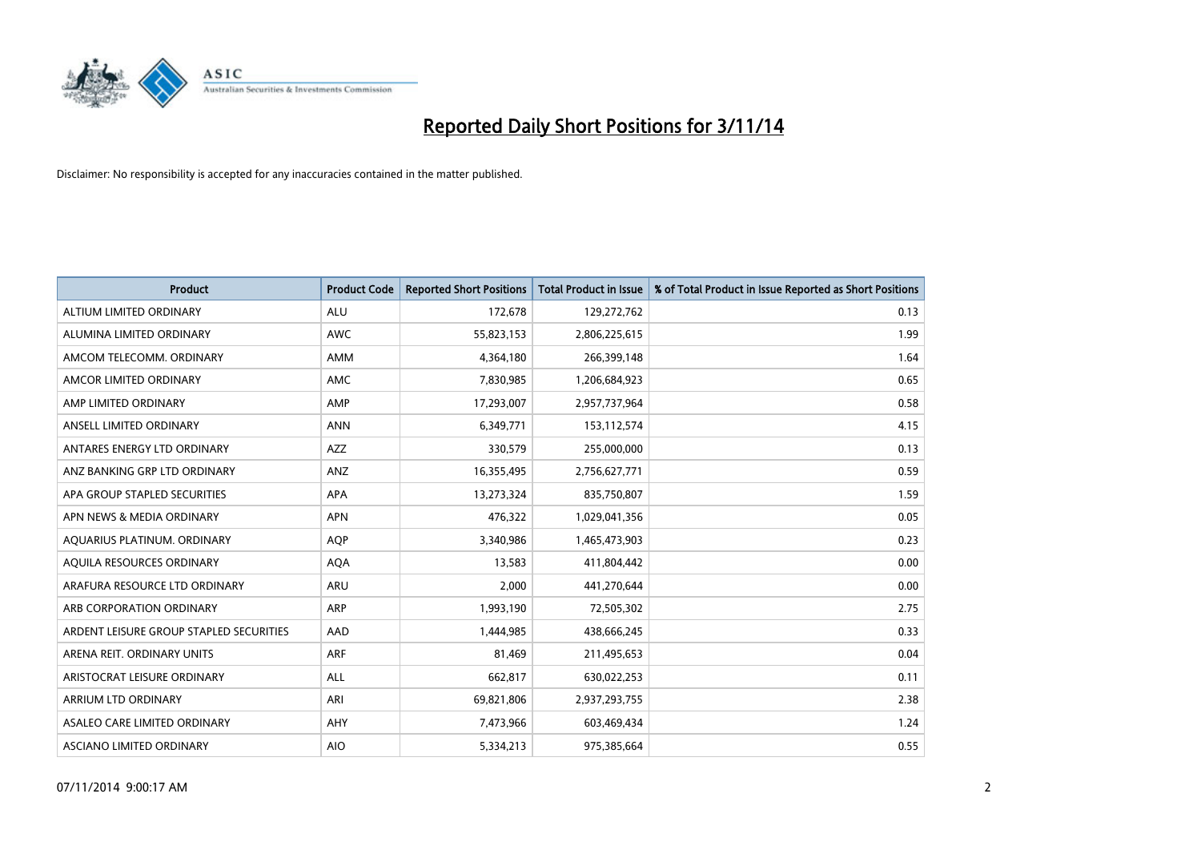# Reported Daily Short Positions for 3/11/14

Disclaimer: No responsibility is accepted for any inaccuracies contained in the matter published.

| Product | Product Code | Reported Short Positions | Total Product in Issue | % of Total Product in Issue Reported as Short Positions |
|---|---|---|---|---|
| ALTIUM LIMITED ORDINARY | ALU | 172,678 | 129,272,762 | 0.13 |
| ALUMINA LIMITED ORDINARY | AWC | 55,823,153 | 2,806,225,615 | 1.99 |
| AMCOM TELECOMM. ORDINARY | AMM | 4,364,180 | 266,399,148 | 1.64 |
| AMCOR LIMITED ORDINARY | AMC | 7,830,985 | 1,206,684,923 | 0.65 |
| AMP LIMITED ORDINARY | AMP | 17,293,007 | 2,957,737,964 | 0.58 |
| ANSELL LIMITED ORDINARY | ANN | 6,349,771 | 153,112,574 | 4.15 |
| ANTARES ENERGY LTD ORDINARY | AZZ | 330,579 | 255,000,000 | 0.13 |
| ANZ BANKING GRP LTD ORDINARY | ANZ | 16,355,495 | 2,756,627,771 | 0.59 |
| APA GROUP STAPLED SECURITIES | APA | 13,273,324 | 835,750,807 | 1.59 |
| APN NEWS & MEDIA ORDINARY | APN | 476,322 | 1,029,041,356 | 0.05 |
| AQUARIUS PLATINUM. ORDINARY | AQP | 3,340,986 | 1,465,473,903 | 0.23 |
| AQUILA RESOURCES ORDINARY | AQA | 13,583 | 411,804,442 | 0.00 |
| ARAFURA RESOURCE LTD ORDINARY | ARU | 2,000 | 441,270,644 | 0.00 |
| ARB CORPORATION ORDINARY | ARP | 1,993,190 | 72,505,302 | 2.75 |
| ARDENT LEISURE GROUP STAPLED SECURITIES | AAD | 1,444,985 | 438,666,245 | 0.33 |
| ARENA REIT. ORDINARY UNITS | ARF | 81,469 | 211,495,653 | 0.04 |
| ARISTOCRAT LEISURE ORDINARY | ALL | 662,817 | 630,022,253 | 0.11 |
| ARRIUM LTD ORDINARY | ARI | 69,821,806 | 2,937,293,755 | 2.38 |
| ASALEO CARE LIMITED ORDINARY | AHY | 7,473,966 | 603,469,434 | 1.24 |
| ASCIANO LIMITED ORDINARY | AIO | 5,334,213 | 975,385,664 | 0.55 |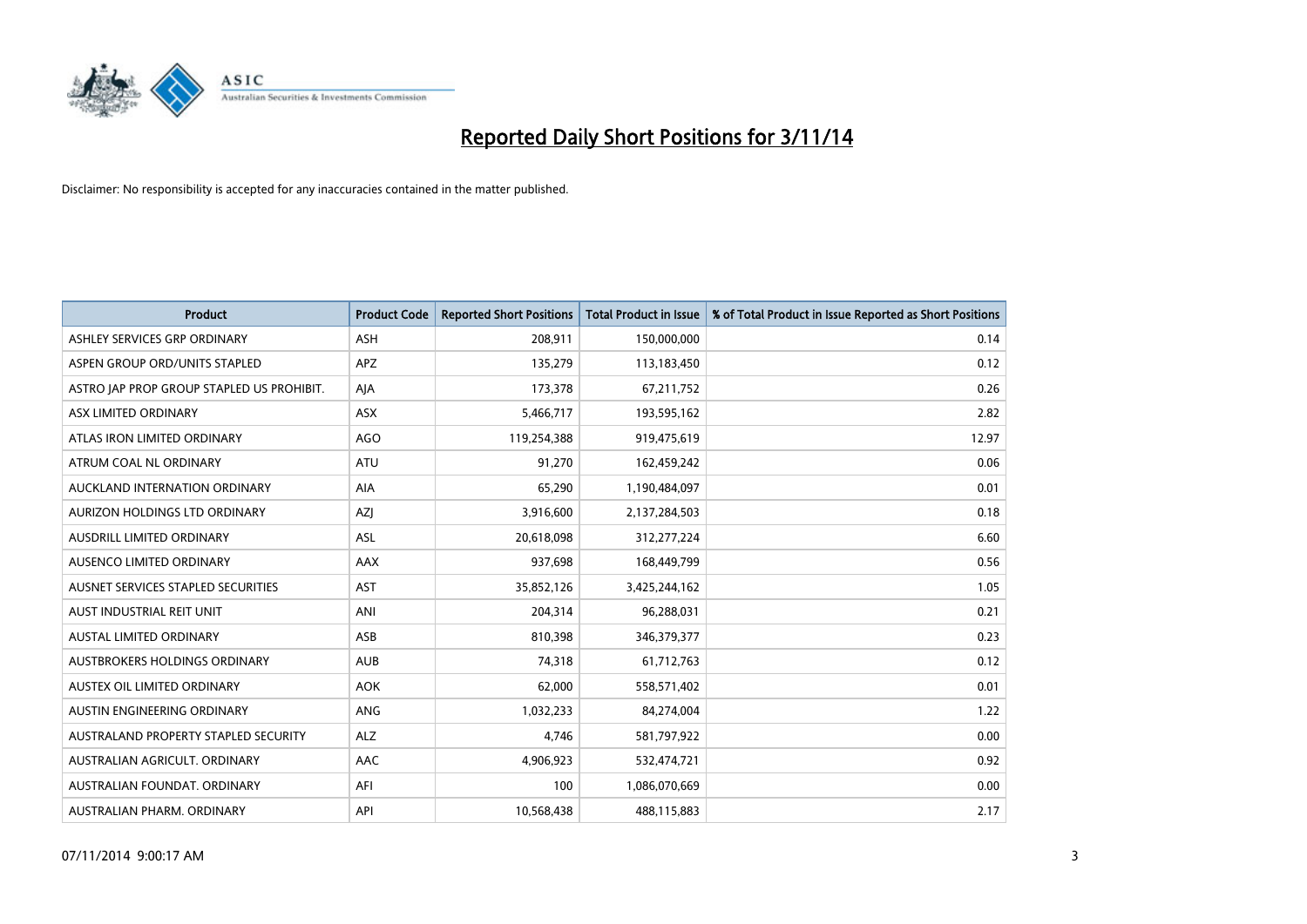# Reported Daily Short Positions for 3/11/14

Disclaimer: No responsibility is accepted for any inaccuracies contained in the matter published.

| Product | Product Code | Reported Short Positions | Total Product in Issue | % of Total Product in Issue Reported as Short Positions |
|---|---|---|---|---|
| ASHLEY SERVICES GRP ORDINARY | ASH | 208,911 | 150,000,000 | 0.14 |
| ASPEN GROUP ORD/UNITS STAPLED | APZ | 135,279 | 113,183,450 | 0.12 |
| ASTRO JAP PROP GROUP STAPLED US PROHIBIT. | AJA | 173,378 | 67,211,752 | 0.26 |
| ASX LIMITED ORDINARY | ASX | 5,466,717 | 193,595,162 | 2.82 |
| ATLAS IRON LIMITED ORDINARY | AGO | 119,254,388 | 919,475,619 | 12.97 |
| ATRUM COAL NL ORDINARY | ATU | 91,270 | 162,459,242 | 0.06 |
| AUCKLAND INTERNATION ORDINARY | AIA | 65,290 | 1,190,484,097 | 0.01 |
| AURIZON HOLDINGS LTD ORDINARY | AZJ | 3,916,600 | 2,137,284,503 | 0.18 |
| AUSDRILL LIMITED ORDINARY | ASL | 20,618,098 | 312,277,224 | 6.60 |
| AUSENCO LIMITED ORDINARY | AAX | 937,698 | 168,449,799 | 0.56 |
| AUSNET SERVICES STAPLED SECURITIES | AST | 35,852,126 | 3,425,244,162 | 1.05 |
| AUST INDUSTRIAL REIT UNIT | ANI | 204,314 | 96,288,031 | 0.21 |
| AUSTAL LIMITED ORDINARY | ASB | 810,398 | 346,379,377 | 0.23 |
| AUSTBROKERS HOLDINGS ORDINARY | AUB | 74,318 | 61,712,763 | 0.12 |
| AUSTEX OIL LIMITED ORDINARY | AOK | 62,000 | 558,571,402 | 0.01 |
| AUSTIN ENGINEERING ORDINARY | ANG | 1,032,233 | 84,274,004 | 1.22 |
| AUSTRALAND PROPERTY STAPLED SECURITY | ALZ | 4,746 | 581,797,922 | 0.00 |
| AUSTRALIAN AGRICULT. ORDINARY | AAC | 4,906,923 | 532,474,721 | 0.92 |
| AUSTRALIAN FOUNDAT. ORDINARY | AFI | 100 | 1,086,070,669 | 0.00 |
| AUSTRALIAN PHARM. ORDINARY | API | 10,568,438 | 488,115,883 | 2.17 |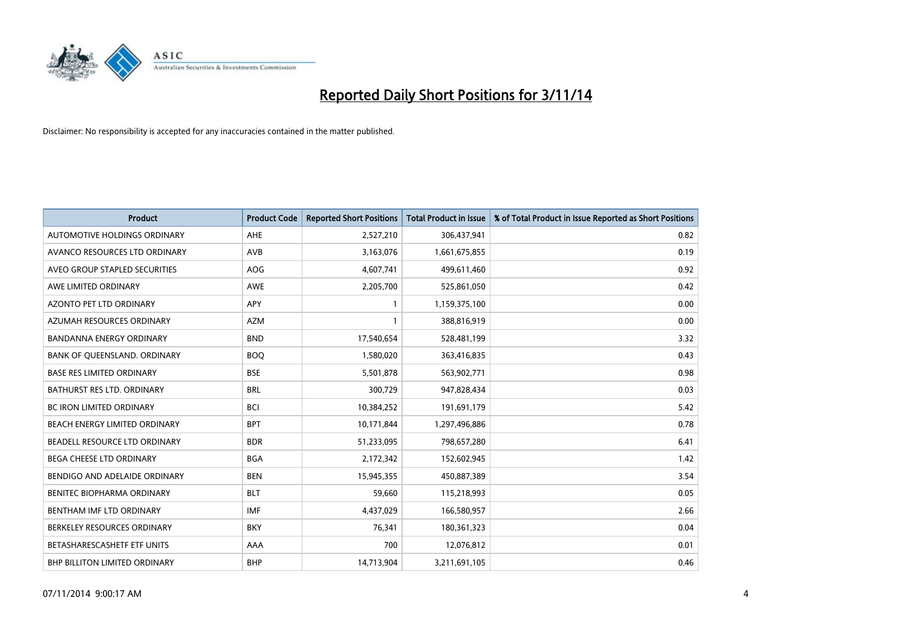# Reported Daily Short Positions for 3/11/14

Disclaimer: No responsibility is accepted for any inaccuracies contained in the matter published.

| Product | Product Code | Reported Short Positions | Total Product in Issue | % of Total Product in Issue Reported as Short Positions |
|---|---|---|---|---|
| AUTOMOTIVE HOLDINGS ORDINARY | AHE | 2,527,210 | 306,437,941 | 0.82 |
| AVANCO RESOURCES LTD ORDINARY | AVB | 3,163,076 | 1,661,675,855 | 0.19 |
| AVEO GROUP STAPLED SECURITIES | AOG | 4,607,741 | 499,611,460 | 0.92 |
| AWE LIMITED ORDINARY | AWE | 2,205,700 | 525,861,050 | 0.42 |
| AZONTO PET LTD ORDINARY | APY | 1 | 1,159,375,100 | 0.00 |
| AZUMAH RESOURCES ORDINARY | AZM | 1 | 388,816,919 | 0.00 |
| BANDANNA ENERGY ORDINARY | BND | 17,540,654 | 528,481,199 | 3.32 |
| BANK OF QUEENSLAND. ORDINARY | BOQ | 1,580,020 | 363,416,835 | 0.43 |
| BASE RES LIMITED ORDINARY | BSE | 5,501,878 | 563,902,771 | 0.98 |
| BATHURST RES LTD. ORDINARY | BRL | 300,729 | 947,828,434 | 0.03 |
| BC IRON LIMITED ORDINARY | BCI | 10,384,252 | 191,691,179 | 5.42 |
| BEACH ENERGY LIMITED ORDINARY | BPT | 10,171,844 | 1,297,496,886 | 0.78 |
| BEADELL RESOURCE LTD ORDINARY | BDR | 51,233,095 | 798,657,280 | 6.41 |
| BEGA CHEESE LTD ORDINARY | BGA | 2,172,342 | 152,602,945 | 1.42 |
| BENDIGO AND ADELAIDE ORDINARY | BEN | 15,945,355 | 450,887,389 | 3.54 |
| BENITEC BIOPHARMA ORDINARY | BLT | 59,660 | 115,218,993 | 0.05 |
| BENTHAM IMF LTD ORDINARY | IMF | 4,437,029 | 166,580,957 | 2.66 |
| BERKELEY RESOURCES ORDINARY | BKY | 76,341 | 180,361,323 | 0.04 |
| BETASHARESCASHETF ETF UNITS | AAA | 700 | 12,076,812 | 0.01 |
| BHP BILLITON LIMITED ORDINARY | BHP | 14,713,904 | 3,211,691,105 | 0.46 |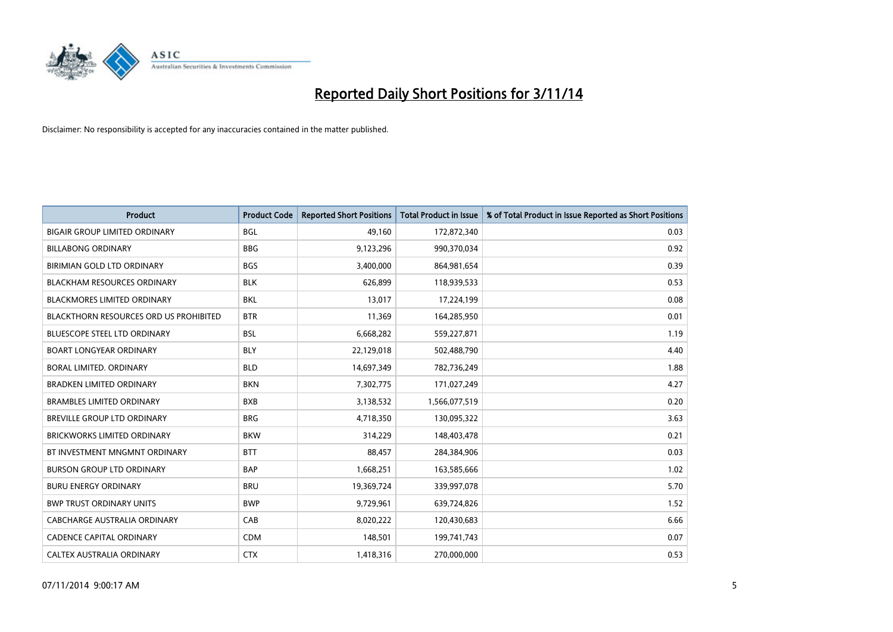# Reported Daily Short Positions for 3/11/14

Disclaimer: No responsibility is accepted for any inaccuracies contained in the matter published.

| Product | Product Code | Reported Short Positions | Total Product in Issue | % of Total Product in Issue Reported as Short Positions |
|---|---|---|---|---|
| BIGAIR GROUP LIMITED ORDINARY | BGL | 49,160 | 172,872,340 | 0.03 |
| BILLABONG ORDINARY | BBG | 9,123,296 | 990,370,034 | 0.92 |
| BIRIMIAN GOLD LTD ORDINARY | BGS | 3,400,000 | 864,981,654 | 0.39 |
| BLACKHAM RESOURCES ORDINARY | BLK | 626,899 | 118,939,533 | 0.53 |
| BLACKMORES LIMITED ORDINARY | BKL | 13,017 | 17,224,199 | 0.08 |
| BLACKTHORN RESOURCES ORD US PROHIBITED | BTR | 11,369 | 164,285,950 | 0.01 |
| BLUESCOPE STEEL LTD ORDINARY | BSL | 6,668,282 | 559,227,871 | 1.19 |
| BOART LONGYEAR ORDINARY | BLY | 22,129,018 | 502,488,790 | 4.40 |
| BORAL LIMITED. ORDINARY | BLD | 14,697,349 | 782,736,249 | 1.88 |
| BRADKEN LIMITED ORDINARY | BKN | 7,302,775 | 171,027,249 | 4.27 |
| BRAMBLES LIMITED ORDINARY | BXB | 3,138,532 | 1,566,077,519 | 0.20 |
| BREVILLE GROUP LTD ORDINARY | BRG | 4,718,350 | 130,095,322 | 3.63 |
| BRICKWORKS LIMITED ORDINARY | BKW | 314,229 | 148,403,478 | 0.21 |
| BT INVESTMENT MNGMNT ORDINARY | BTT | 88,457 | 284,384,906 | 0.03 |
| BURSON GROUP LTD ORDINARY | BAP | 1,668,251 | 163,585,666 | 1.02 |
| BURU ENERGY ORDINARY | BRU | 19,369,724 | 339,997,078 | 5.70 |
| BWP TRUST ORDINARY UNITS | BWP | 9,729,961 | 639,724,826 | 1.52 |
| CABCHARGE AUSTRALIA ORDINARY | CAB | 8,020,222 | 120,430,683 | 6.66 |
| CADENCE CAPITAL ORDINARY | CDM | 148,501 | 199,741,743 | 0.07 |
| CALTEX AUSTRALIA ORDINARY | CTX | 1,418,316 | 270,000,000 | 0.53 |

07/11/2014 9:00:17 AM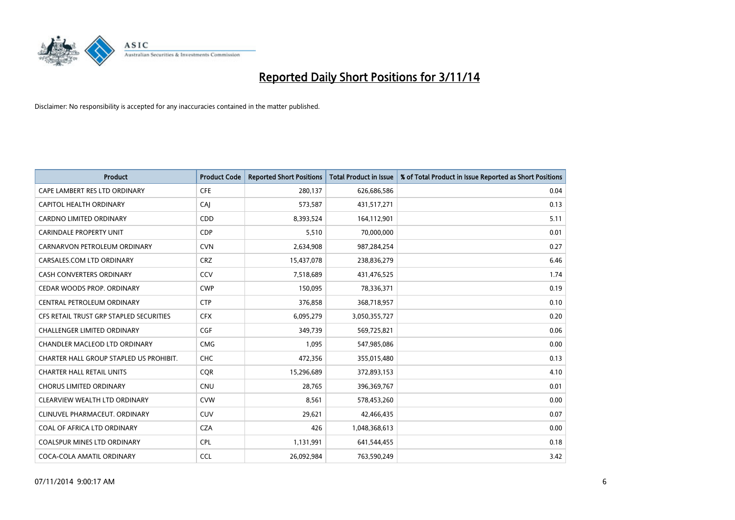# Reported Daily Short Positions for 3/11/14

Disclaimer: No responsibility is accepted for any inaccuracies contained in the matter published.

| Product | Product Code | Reported Short Positions | Total Product in Issue | % of Total Product in Issue Reported as Short Positions |
|---|---|---|---|---|
| CAPE LAMBERT RES LTD ORDINARY | CFE | 280,137 | 626,686,586 | 0.04 |
| CAPITOL HEALTH ORDINARY | CAJ | 573,587 | 431,517,271 | 0.13 |
| CARDNO LIMITED ORDINARY | CDD | 8,393,524 | 164,112,901 | 5.11 |
| CARINDALE PROPERTY UNIT | CDP | 5,510 | 70,000,000 | 0.01 |
| CARNARVON PETROLEUM ORDINARY | CVN | 2,634,908 | 987,284,254 | 0.27 |
| CARSALES.COM LTD ORDINARY | CRZ | 15,437,078 | 238,836,279 | 6.46 |
| CASH CONVERTERS ORDINARY | CCV | 7,518,689 | 431,476,525 | 1.74 |
| CEDAR WOODS PROP. ORDINARY | CWP | 150,095 | 78,336,371 | 0.19 |
| CENTRAL PETROLEUM ORDINARY | CTP | 376,858 | 368,718,957 | 0.10 |
| CFS RETAIL TRUST GRP STAPLED SECURITIES | CFX | 6,095,279 | 3,050,355,727 | 0.20 |
| CHALLENGER LIMITED ORDINARY | CGF | 349,739 | 569,725,821 | 0.06 |
| CHANDLER MACLEOD LTD ORDINARY | CMG | 1,095 | 547,985,086 | 0.00 |
| CHARTER HALL GROUP STAPLED US PROHIBIT. | CHC | 472,356 | 355,015,480 | 0.13 |
| CHARTER HALL RETAIL UNITS | CQR | 15,296,689 | 372,893,153 | 4.10 |
| CHORUS LIMITED ORDINARY | CNU | 28,765 | 396,369,767 | 0.01 |
| CLEARVIEW WEALTH LTD ORDINARY | CVW | 8,561 | 578,453,260 | 0.00 |
| CLINUVEL PHARMACEUT. ORDINARY | CUV | 29,621 | 42,466,435 | 0.07 |
| COAL OF AFRICA LTD ORDINARY | CZA | 426 | 1,048,368,613 | 0.00 |
| COALSPUR MINES LTD ORDINARY | CPL | 1,131,991 | 641,544,455 | 0.18 |
| COCA-COLA AMATIL ORDINARY | CCL | 26,092,984 | 763,590,249 | 3.42 |

07/11/2014 9:00:17 AM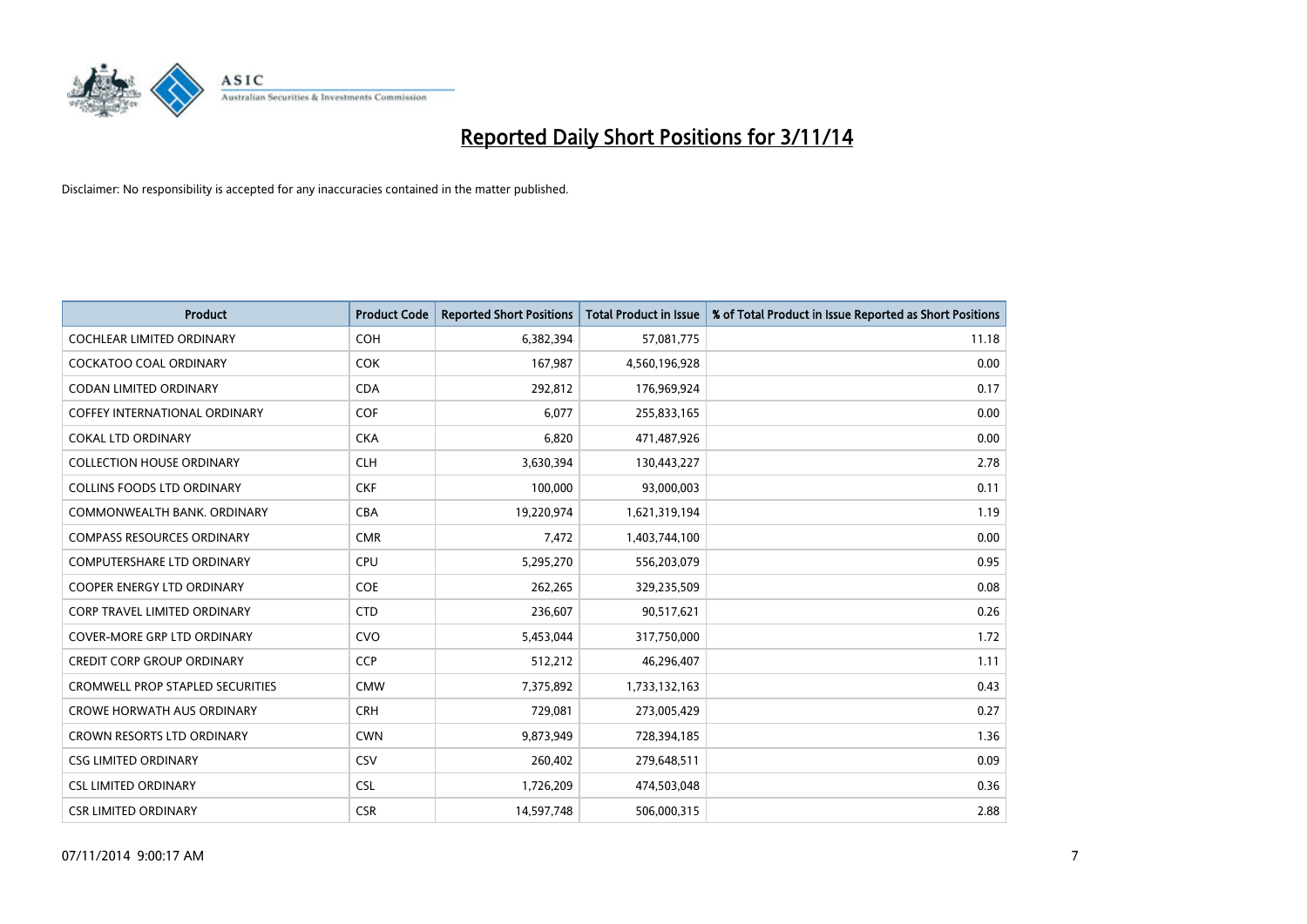# Reported Daily Short Positions for 3/11/14

Disclaimer: No responsibility is accepted for any inaccuracies contained in the matter published.

| Product | Product Code | Reported Short Positions | Total Product in Issue | % of Total Product in Issue Reported as Short Positions |
|---|---|---|---|---|
| COCHLEAR LIMITED ORDINARY | COH | 6,382,394 | 57,081,775 | 11.18 |
| COCKATOO COAL ORDINARY | COK | 167,987 | 4,560,196,928 | 0.00 |
| CODAN LIMITED ORDINARY | CDA | 292,812 | 176,969,924 | 0.17 |
| COFFEY INTERNATIONAL ORDINARY | COF | 6,077 | 255,833,165 | 0.00 |
| COKAL LTD ORDINARY | CKA | 6,820 | 471,487,926 | 0.00 |
| COLLECTION HOUSE ORDINARY | CLH | 3,630,394 | 130,443,227 | 2.78 |
| COLLINS FOODS LTD ORDINARY | CKF | 100,000 | 93,000,003 | 0.11 |
| COMMONWEALTH BANK. ORDINARY | CBA | 19,220,974 | 1,621,319,194 | 1.19 |
| COMPASS RESOURCES ORDINARY | CMR | 7,472 | 1,403,744,100 | 0.00 |
| COMPUTERSHARE LTD ORDINARY | CPU | 5,295,270 | 556,203,079 | 0.95 |
| COOPER ENERGY LTD ORDINARY | COE | 262,265 | 329,235,509 | 0.08 |
| CORP TRAVEL LIMITED ORDINARY | CTD | 236,607 | 90,517,621 | 0.26 |
| COVER-MORE GRP LTD ORDINARY | CVO | 5,453,044 | 317,750,000 | 1.72 |
| CREDIT CORP GROUP ORDINARY | CCP | 512,212 | 46,296,407 | 1.11 |
| CROMWELL PROP STAPLED SECURITIES | CMW | 7,375,892 | 1,733,132,163 | 0.43 |
| CROWE HORWATH AUS ORDINARY | CRH | 729,081 | 273,005,429 | 0.27 |
| CROWN RESORTS LTD ORDINARY | CWN | 9,873,949 | 728,394,185 | 1.36 |
| CSG LIMITED ORDINARY | CSV | 260,402 | 279,648,511 | 0.09 |
| CSL LIMITED ORDINARY | CSL | 1,726,209 | 474,503,048 | 0.36 |
| CSR LIMITED ORDINARY | CSR | 14,597,748 | 506,000,315 | 2.88 |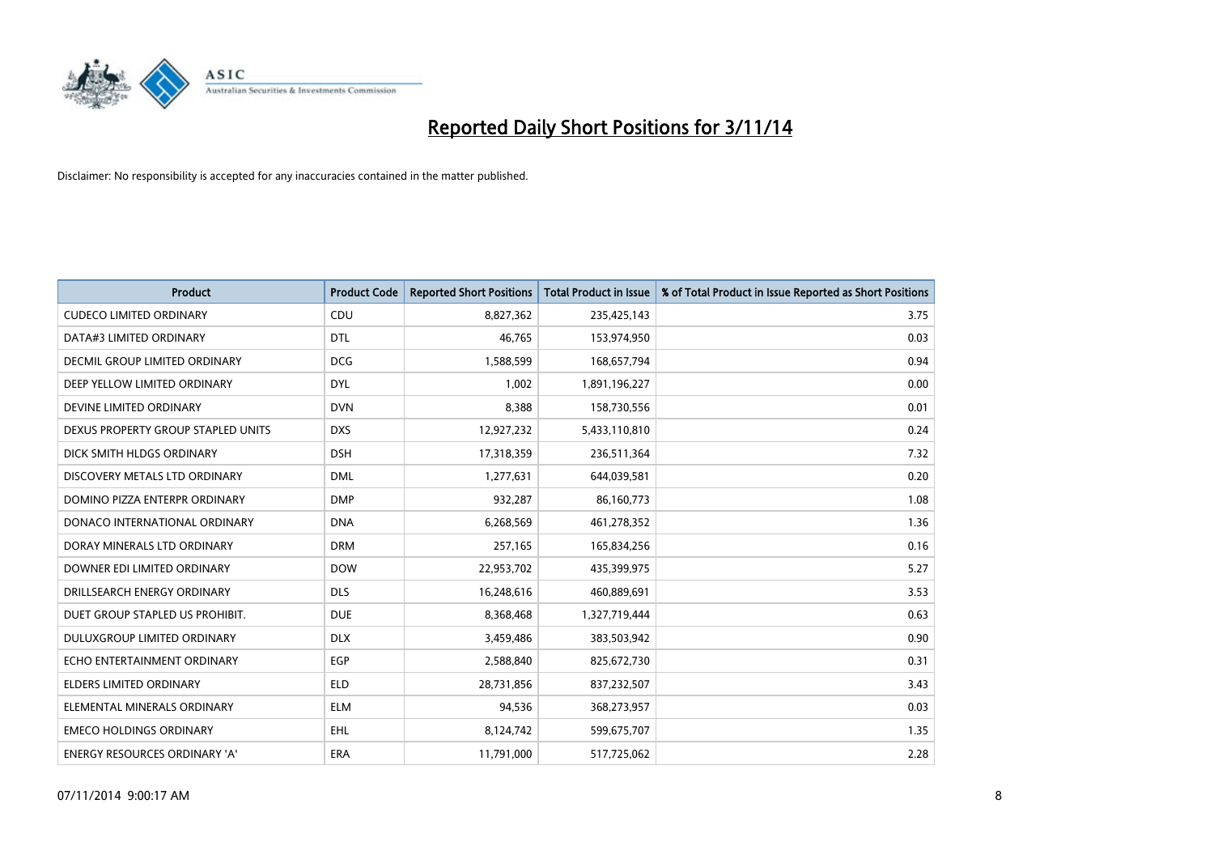# Reported Daily Short Positions for 3/11/14

Disclaimer: No responsibility is accepted for any inaccuracies contained in the matter published.

| Product | Product Code | Reported Short Positions | Total Product in Issue | % of Total Product in Issue Reported as Short Positions |
|---|---|---|---|---|
| CUDECO LIMITED ORDINARY | CDU | 8,827,362 | 235,425,143 | 3.75 |
| DATA#3 LIMITED ORDINARY | DTL | 46,765 | 153,974,950 | 0.03 |
| DECMIL GROUP LIMITED ORDINARY | DCG | 1,588,599 | 168,657,794 | 0.94 |
| DEEP YELLOW LIMITED ORDINARY | DYL | 1,002 | 1,891,196,227 | 0.00 |
| DEVINE LIMITED ORDINARY | DVN | 8,388 | 158,730,556 | 0.01 |
| DEXUS PROPERTY GROUP STAPLED UNITS | DXS | 12,927,232 | 5,433,110,810 | 0.24 |
| DICK SMITH HLDGS ORDINARY | DSH | 17,318,359 | 236,511,364 | 7.32 |
| DISCOVERY METALS LTD ORDINARY | DML | 1,277,631 | 644,039,581 | 0.20 |
| DOMINO PIZZA ENTERPR ORDINARY | DMP | 932,287 | 86,160,773 | 1.08 |
| DONACO INTERNATIONAL ORDINARY | DNA | 6,268,569 | 461,278,352 | 1.36 |
| DORAY MINERALS LTD ORDINARY | DRM | 257,165 | 165,834,256 | 0.16 |
| DOWNER EDI LIMITED ORDINARY | DOW | 22,953,702 | 435,399,975 | 5.27 |
| DRILLSEARCH ENERGY ORDINARY | DLS | 16,248,616 | 460,889,691 | 3.53 |
| DUET GROUP STAPLED US PROHIBIT. | DUE | 8,368,468 | 1,327,719,444 | 0.63 |
| DULUXGROUP LIMITED ORDINARY | DLX | 3,459,486 | 383,503,942 | 0.90 |
| ECHO ENTERTAINMENT ORDINARY | EGP | 2,588,840 | 825,672,730 | 0.31 |
| ELDERS LIMITED ORDINARY | ELD | 28,731,856 | 837,232,507 | 3.43 |
| ELEMENTAL MINERALS ORDINARY | ELM | 94,536 | 368,273,957 | 0.03 |
| EMECO HOLDINGS ORDINARY | EHL | 8,124,742 | 599,675,707 | 1.35 |
| ENERGY RESOURCES ORDINARY 'A' | ERA | 11,791,000 | 517,725,062 | 2.28 |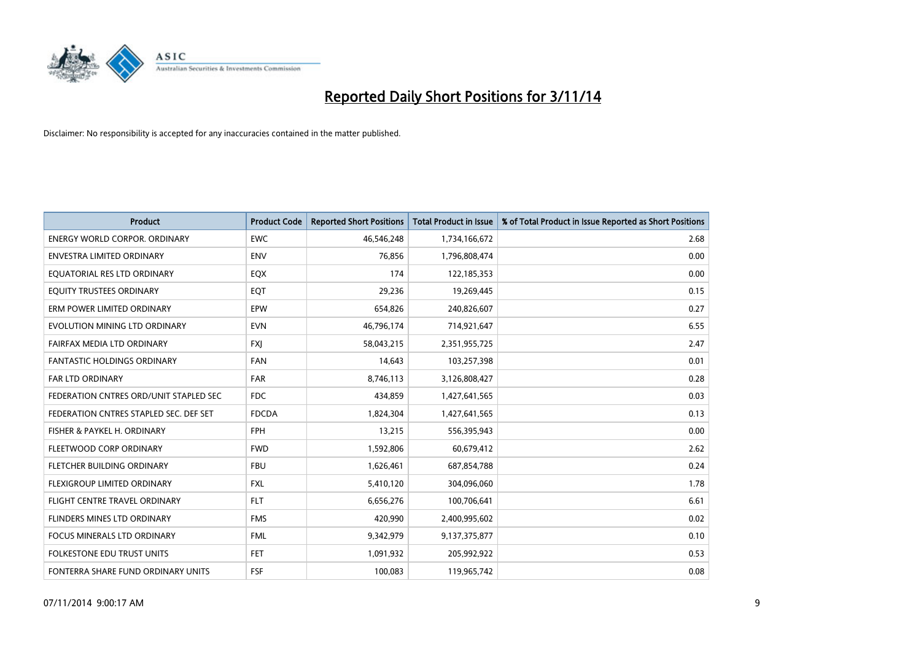# Reported Daily Short Positions for 3/11/14

Disclaimer: No responsibility is accepted for any inaccuracies contained in the matter published.

| Product | Product Code | Reported Short Positions | Total Product in Issue | % of Total Product in Issue Reported as Short Positions |
|---|---|---|---|---|
| ENERGY WORLD CORPOR. ORDINARY | EWC | 46,546,248 | 1,734,166,672 | 2.68 |
| ENVESTRA LIMITED ORDINARY | ENV | 76,856 | 1,796,808,474 | 0.00 |
| EQUATORIAL RES LTD ORDINARY | EQX | 174 | 122,185,353 | 0.00 |
| EQUITY TRUSTEES ORDINARY | EQT | 29,236 | 19,269,445 | 0.15 |
| ERM POWER LIMITED ORDINARY | EPW | 654,826 | 240,826,607 | 0.27 |
| EVOLUTION MINING LTD ORDINARY | EVN | 46,796,174 | 714,921,647 | 6.55 |
| FAIRFAX MEDIA LTD ORDINARY | FXJ | 58,043,215 | 2,351,955,725 | 2.47 |
| FANTASTIC HOLDINGS ORDINARY | FAN | 14,643 | 103,257,398 | 0.01 |
| FAR LTD ORDINARY | FAR | 8,746,113 | 3,126,808,427 | 0.28 |
| FEDERATION CNTRES ORD/UNIT STAPLED SEC | FDC | 434,859 | 1,427,641,565 | 0.03 |
| FEDERATION CNTRES STAPLED SEC. DEF SET | FDCDA | 1,824,304 | 1,427,641,565 | 0.13 |
| FISHER & PAYKEL H. ORDINARY | FPH | 13,215 | 556,395,943 | 0.00 |
| FLEETWOOD CORP ORDINARY | FWD | 1,592,806 | 60,679,412 | 2.62 |
| FLETCHER BUILDING ORDINARY | FBU | 1,626,461 | 687,854,788 | 0.24 |
| FLEXIGROUP LIMITED ORDINARY | FXL | 5,410,120 | 304,096,060 | 1.78 |
| FLIGHT CENTRE TRAVEL ORDINARY | FLT | 6,656,276 | 100,706,641 | 6.61 |
| FLINDERS MINES LTD ORDINARY | FMS | 420,990 | 2,400,995,602 | 0.02 |
| FOCUS MINERALS LTD ORDINARY | FML | 9,342,979 | 9,137,375,877 | 0.10 |
| FOLKESTONE EDU TRUST UNITS | FET | 1,091,932 | 205,992,922 | 0.53 |
| FONTERRA SHARE FUND ORDINARY UNITS | FSF | 100,083 | 119,965,742 | 0.08 |

07/11/2014 9:00:17 AM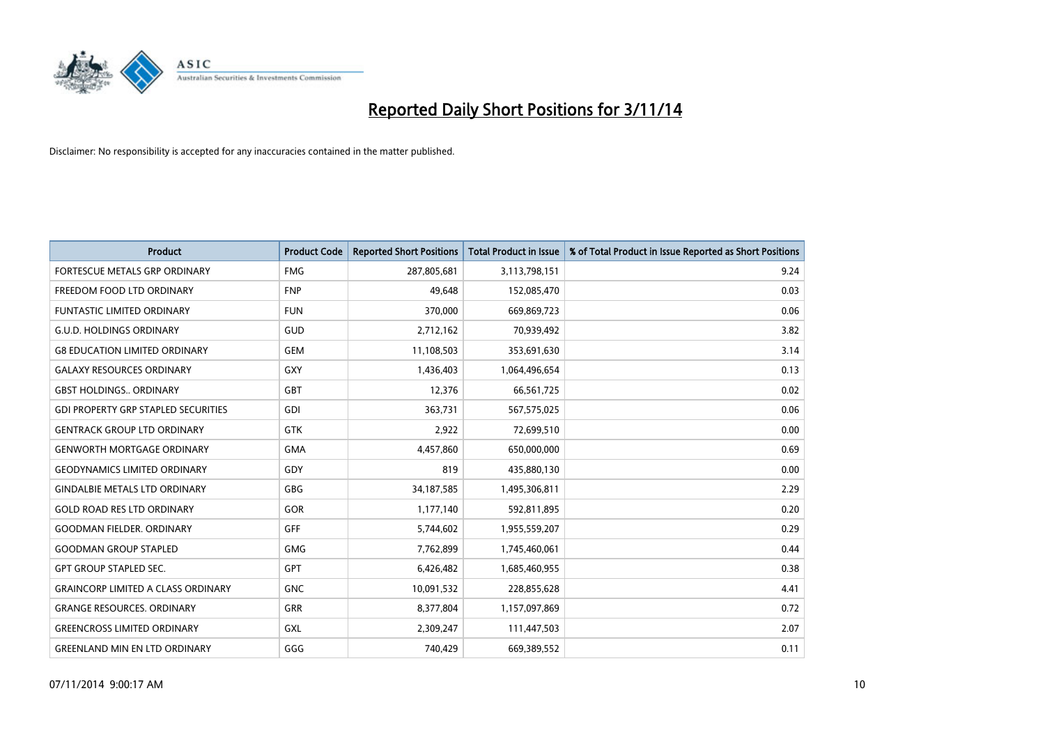# Reported Daily Short Positions for 3/11/14

Disclaimer: No responsibility is accepted for any inaccuracies contained in the matter published.

| Product | Product Code | Reported Short Positions | Total Product in Issue | % of Total Product in Issue Reported as Short Positions |
|---|---|---|---|---|
| FORTESCUE METALS GRP ORDINARY | FMG | 287,805,681 | 3,113,798,151 | 9.24 |
| FREEDOM FOOD LTD ORDINARY | FNP | 49,648 | 152,085,470 | 0.03 |
| FUNTASTIC LIMITED ORDINARY | FUN | 370,000 | 669,869,723 | 0.06 |
| G.U.D. HOLDINGS ORDINARY | GUD | 2,712,162 | 70,939,492 | 3.82 |
| G8 EDUCATION LIMITED ORDINARY | GEM | 11,108,503 | 353,691,630 | 3.14 |
| GALAXY RESOURCES ORDINARY | GXY | 1,436,403 | 1,064,496,654 | 0.13 |
| GBST HOLDINGS.. ORDINARY | GBT | 12,376 | 66,561,725 | 0.02 |
| GDI PROPERTY GRP STAPLED SECURITIES | GDI | 363,731 | 567,575,025 | 0.06 |
| GENTRACK GROUP LTD ORDINARY | GTK | 2,922 | 72,699,510 | 0.00 |
| GENWORTH MORTGAGE ORDINARY | GMA | 4,457,860 | 650,000,000 | 0.69 |
| GEODYNAMICS LIMITED ORDINARY | GDY | 819 | 435,880,130 | 0.00 |
| GINDALBIE METALS LTD ORDINARY | GBG | 34,187,585 | 1,495,306,811 | 2.29 |
| GOLD ROAD RES LTD ORDINARY | GOR | 1,177,140 | 592,811,895 | 0.20 |
| GOODMAN FIELDER. ORDINARY | GFF | 5,744,602 | 1,955,559,207 | 0.29 |
| GOODMAN GROUP STAPLED | GMG | 7,762,899 | 1,745,460,061 | 0.44 |
| GPT GROUP STAPLED SEC. | GPT | 6,426,482 | 1,685,460,955 | 0.38 |
| GRAINCORP LIMITED A CLASS ORDINARY | GNC | 10,091,532 | 228,855,628 | 4.41 |
| GRANGE RESOURCES. ORDINARY | GRR | 8,377,804 | 1,157,097,869 | 0.72 |
| GREENCROSS LIMITED ORDINARY | GXL | 2,309,247 | 111,447,503 | 2.07 |
| GREENLAND MIN EN LTD ORDINARY | GGG | 740,429 | 669,389,552 | 0.11 |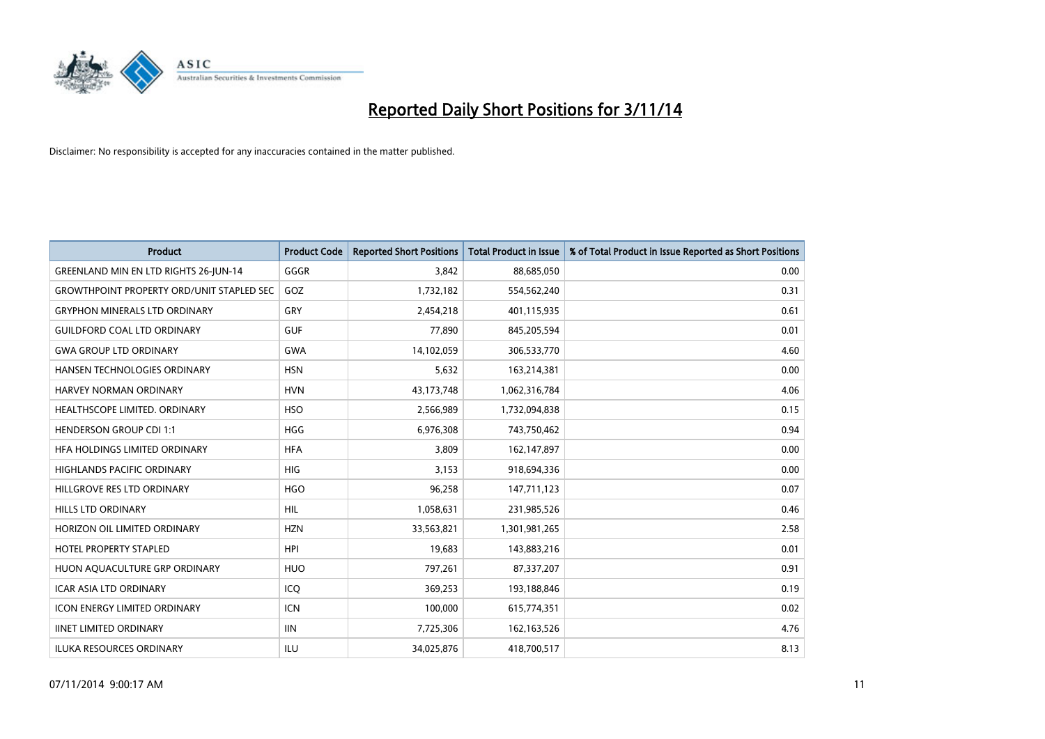# Reported Daily Short Positions for 3/11/14

Disclaimer: No responsibility is accepted for any inaccuracies contained in the matter published.

| Product | Product Code | Reported Short Positions | Total Product in Issue | % of Total Product in Issue Reported as Short Positions |
|---|---|---|---|---|
| GREENLAND MIN EN LTD RIGHTS 26-JUN-14 | GGGR | 3,842 | 88,685,050 | 0.00 |
| GROWTHPOINT PROPERTY ORD/UNIT STAPLED SEC | GOZ | 1,732,182 | 554,562,240 | 0.31 |
| GRYPHON MINERALS LTD ORDINARY | GRY | 2,454,218 | 401,115,935 | 0.61 |
| GUILDFORD COAL LTD ORDINARY | GUF | 77,890 | 845,205,594 | 0.01 |
| GWA GROUP LTD ORDINARY | GWA | 14,102,059 | 306,533,770 | 4.60 |
| HANSEN TECHNOLOGIES ORDINARY | HSN | 5,632 | 163,214,381 | 0.00 |
| HARVEY NORMAN ORDINARY | HVN | 43,173,748 | 1,062,316,784 | 4.06 |
| HEALTHSCOPE LIMITED. ORDINARY | HSO | 2,566,989 | 1,732,094,838 | 0.15 |
| HENDERSON GROUP CDI 1:1 | HGG | 6,976,308 | 743,750,462 | 0.94 |
| HFA HOLDINGS LIMITED ORDINARY | HFA | 3,809 | 162,147,897 | 0.00 |
| HIGHLANDS PACIFIC ORDINARY | HIG | 3,153 | 918,694,336 | 0.00 |
| HILLGROVE RES LTD ORDINARY | HGO | 96,258 | 147,711,123 | 0.07 |
| HILLS LTD ORDINARY | HIL | 1,058,631 | 231,985,526 | 0.46 |
| HORIZON OIL LIMITED ORDINARY | HZN | 33,563,821 | 1,301,981,265 | 2.58 |
| HOTEL PROPERTY STAPLED | HPI | 19,683 | 143,883,216 | 0.01 |
| HUON AQUACULTURE GRP ORDINARY | HUO | 797,261 | 87,337,207 | 0.91 |
| ICAR ASIA LTD ORDINARY | ICQ | 369,253 | 193,188,846 | 0.19 |
| ICON ENERGY LIMITED ORDINARY | ICN | 100,000 | 615,774,351 | 0.02 |
| IINET LIMITED ORDINARY | IIN | 7,725,306 | 162,163,526 | 4.76 |
| ILUKA RESOURCES ORDINARY | ILU | 34,025,876 | 418,700,517 | 8.13 |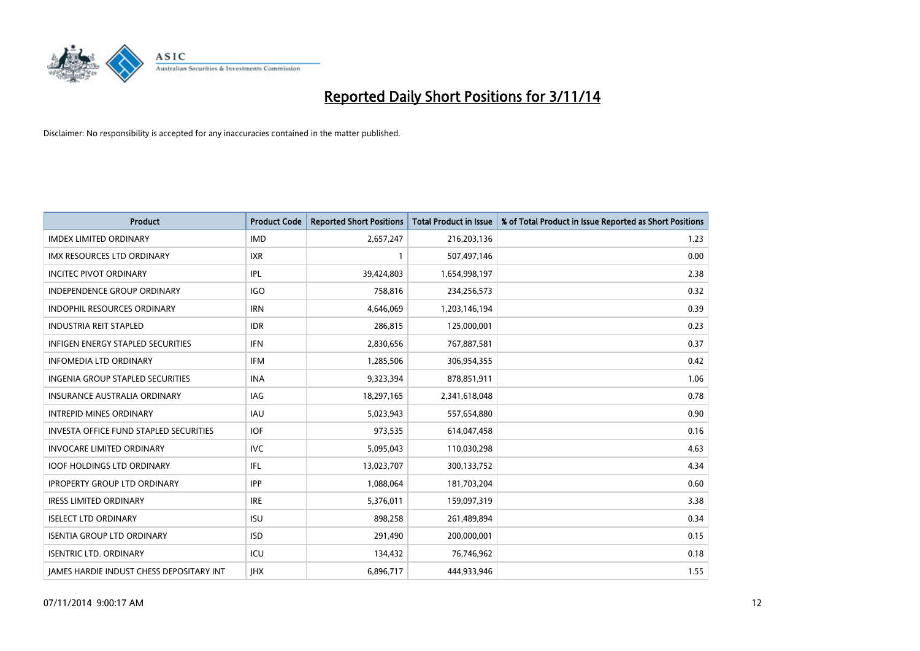# Reported Daily Short Positions for 3/11/14

Disclaimer: No responsibility is accepted for any inaccuracies contained in the matter published.

| Product | Product Code | Reported Short Positions | Total Product in Issue | % of Total Product in Issue Reported as Short Positions |
|---|---|---|---|---|
| IMDEX LIMITED ORDINARY | IMD | 2,657,247 | 216,203,136 | 1.23 |
| IMX RESOURCES LTD ORDINARY | IXR | 1 | 507,497,146 | 0.00 |
| INCITEC PIVOT ORDINARY | IPL | 39,424,803 | 1,654,998,197 | 2.38 |
| INDEPENDENCE GROUP ORDINARY | IGO | 758,816 | 234,256,573 | 0.32 |
| INDOPHIL RESOURCES ORDINARY | IRN | 4,646,069 | 1,203,146,194 | 0.39 |
| INDUSTRIA REIT STAPLED | IDR | 286,815 | 125,000,001 | 0.23 |
| INFIGEN ENERGY STAPLED SECURITIES | IFN | 2,830,656 | 767,887,581 | 0.37 |
| INFOMEDIA LTD ORDINARY | IFM | 1,285,506 | 306,954,355 | 0.42 |
| INGENIA GROUP STAPLED SECURITIES | INA | 9,323,394 | 878,851,911 | 1.06 |
| INSURANCE AUSTRALIA ORDINARY | IAG | 18,297,165 | 2,341,618,048 | 0.78 |
| INTREPID MINES ORDINARY | IAU | 5,023,943 | 557,654,880 | 0.90 |
| INVESTA OFFICE FUND STAPLED SECURITIES | IOF | 973,535 | 614,047,458 | 0.16 |
| INVOCARE LIMITED ORDINARY | IVC | 5,095,043 | 110,030,298 | 4.63 |
| IOOF HOLDINGS LTD ORDINARY | IFL | 13,023,707 | 300,133,752 | 4.34 |
| IPROPERTY GROUP LTD ORDINARY | IPP | 1,088,064 | 181,703,204 | 0.60 |
| IRESS LIMITED ORDINARY | IRE | 5,376,011 | 159,097,319 | 3.38 |
| ISELECT LTD ORDINARY | ISU | 898,258 | 261,489,894 | 0.34 |
| ISENTIA GROUP LTD ORDINARY | ISD | 291,490 | 200,000,001 | 0.15 |
| ISENTRIC LTD. ORDINARY | ICU | 134,432 | 76,746,962 | 0.18 |
| JAMES HARDIE INDUST CHESS DEPOSITARY INT | JHX | 6,896,717 | 444,933,946 | 1.55 |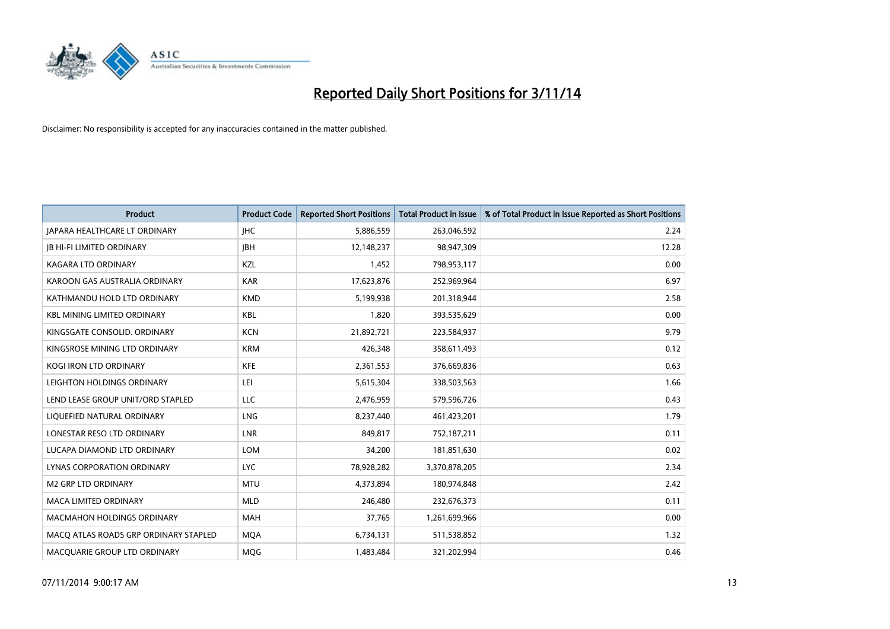# Reported Daily Short Positions for 3/11/14

Disclaimer: No responsibility is accepted for any inaccuracies contained in the matter published.

| Product | Product Code | Reported Short Positions | Total Product in Issue | % of Total Product in Issue Reported as Short Positions |
|---|---|---|---|---|
| JAPARA HEALTHCARE LT ORDINARY | JHC | 5,886,559 | 263,046,592 | 2.24 |
| JB HI-FI LIMITED ORDINARY | JBH | 12,148,237 | 98,947,309 | 12.28 |
| KAGARA LTD ORDINARY | KZL | 1,452 | 798,953,117 | 0.00 |
| KAROON GAS AUSTRALIA ORDINARY | KAR | 17,623,876 | 252,969,964 | 6.97 |
| KATHMANDU HOLD LTD ORDINARY | KMD | 5,199,938 | 201,318,944 | 2.58 |
| KBL MINING LIMITED ORDINARY | KBL | 1,820 | 393,535,629 | 0.00 |
| KINGSGATE CONSOLID. ORDINARY | KCN | 21,892,721 | 223,584,937 | 9.79 |
| KINGSROSE MINING LTD ORDINARY | KRM | 426,348 | 358,611,493 | 0.12 |
| KOGI IRON LTD ORDINARY | KFE | 2,361,553 | 376,669,836 | 0.63 |
| LEIGHTON HOLDINGS ORDINARY | LEI | 5,615,304 | 338,503,563 | 1.66 |
| LEND LEASE GROUP UNIT/ORD STAPLED | LLC | 2,476,959 | 579,596,726 | 0.43 |
| LIQUEFIED NATURAL ORDINARY | LNG | 8,237,440 | 461,423,201 | 1.79 |
| LONESTAR RESO LTD ORDINARY | LNR | 849,817 | 752,187,211 | 0.11 |
| LUCAPA DIAMOND LTD ORDINARY | LOM | 34,200 | 181,851,630 | 0.02 |
| LYNAS CORPORATION ORDINARY | LYC | 78,928,282 | 3,370,878,205 | 2.34 |
| M2 GRP LTD ORDINARY | MTU | 4,373,894 | 180,974,848 | 2.42 |
| MACA LIMITED ORDINARY | MLD | 246,480 | 232,676,373 | 0.11 |
| MACMAHON HOLDINGS ORDINARY | MAH | 37,765 | 1,261,699,966 | 0.00 |
| MACQ ATLAS ROADS GRP ORDINARY STAPLED | MQA | 6,734,131 | 511,538,852 | 1.32 |
| MACQUARIE GROUP LTD ORDINARY | MQG | 1,483,484 | 321,202,994 | 0.46 |

07/11/2014 9:00:17 AM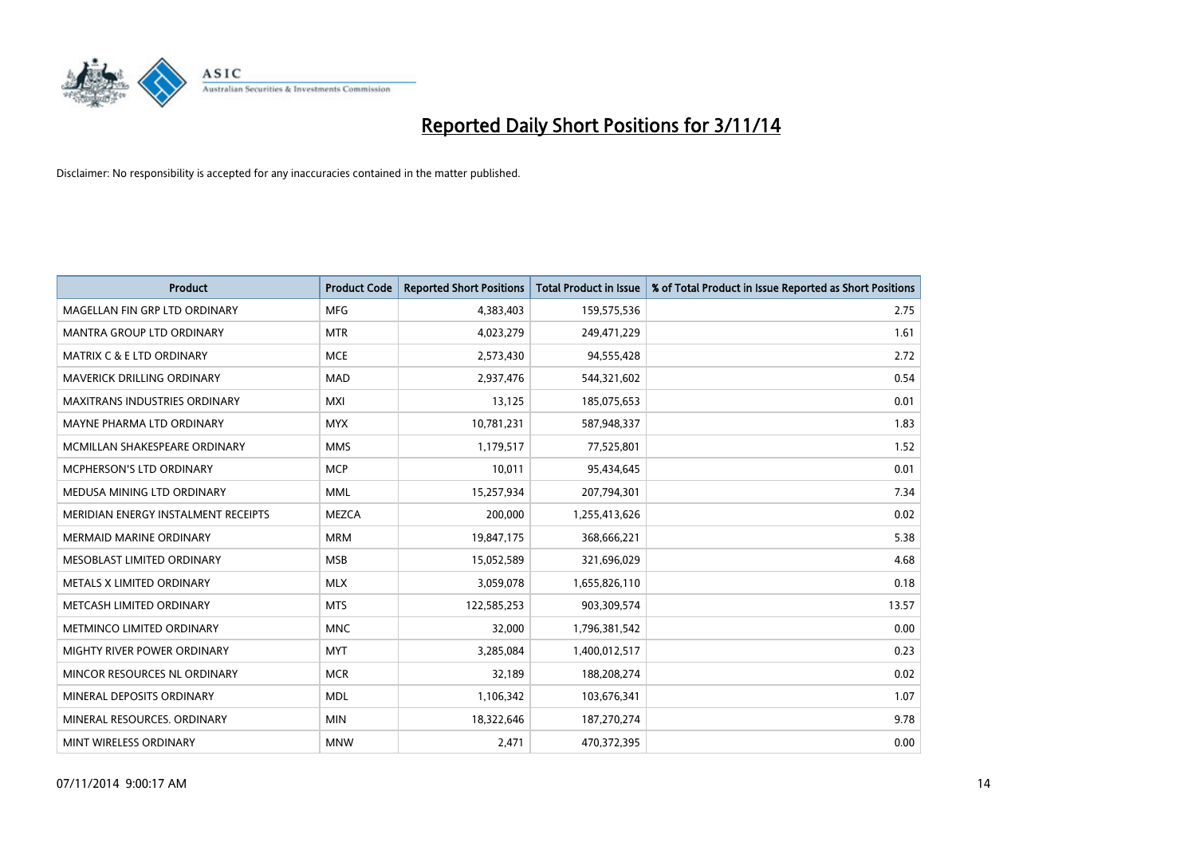# Reported Daily Short Positions for 3/11/14

Disclaimer: No responsibility is accepted for any inaccuracies contained in the matter published.

| Product | Product Code | Reported Short Positions | Total Product in Issue | % of Total Product in Issue Reported as Short Positions |
|---|---|---|---|---|
| MAGELLAN FIN GRP LTD ORDINARY | MFG | 4,383,403 | 159,575,536 | 2.75 |
| MANTRA GROUP LTD ORDINARY | MTR | 4,023,279 | 249,471,229 | 1.61 |
| MATRIX C & E LTD ORDINARY | MCE | 2,573,430 | 94,555,428 | 2.72 |
| MAVERICK DRILLING ORDINARY | MAD | 2,937,476 | 544,321,602 | 0.54 |
| MAXITRANS INDUSTRIES ORDINARY | MXI | 13,125 | 185,075,653 | 0.01 |
| MAYNE PHARMA LTD ORDINARY | MYX | 10,781,231 | 587,948,337 | 1.83 |
| MCMILLAN SHAKESPEARE ORDINARY | MMS | 1,179,517 | 77,525,801 | 1.52 |
| MCPHERSON'S LTD ORDINARY | MCP | 10,011 | 95,434,645 | 0.01 |
| MEDUSA MINING LTD ORDINARY | MML | 15,257,934 | 207,794,301 | 7.34 |
| MERIDIAN ENERGY INSTALMENT RECEIPTS | MEZCA | 200,000 | 1,255,413,626 | 0.02 |
| MERMAID MARINE ORDINARY | MRM | 19,847,175 | 368,666,221 | 5.38 |
| MESOBLAST LIMITED ORDINARY | MSB | 15,052,589 | 321,696,029 | 4.68 |
| METALS X LIMITED ORDINARY | MLX | 3,059,078 | 1,655,826,110 | 0.18 |
| METCASH LIMITED ORDINARY | MTS | 122,585,253 | 903,309,574 | 13.57 |
| METMINCO LIMITED ORDINARY | MNC | 32,000 | 1,796,381,542 | 0.00 |
| MIGHTY RIVER POWER ORDINARY | MYT | 3,285,084 | 1,400,012,517 | 0.23 |
| MINCOR RESOURCES NL ORDINARY | MCR | 32,189 | 188,208,274 | 0.02 |
| MINERAL DEPOSITS ORDINARY | MDL | 1,106,342 | 103,676,341 | 1.07 |
| MINERAL RESOURCES. ORDINARY | MIN | 18,322,646 | 187,270,274 | 9.78 |
| MINT WIRELESS ORDINARY | MNW | 2,471 | 470,372,395 | 0.00 |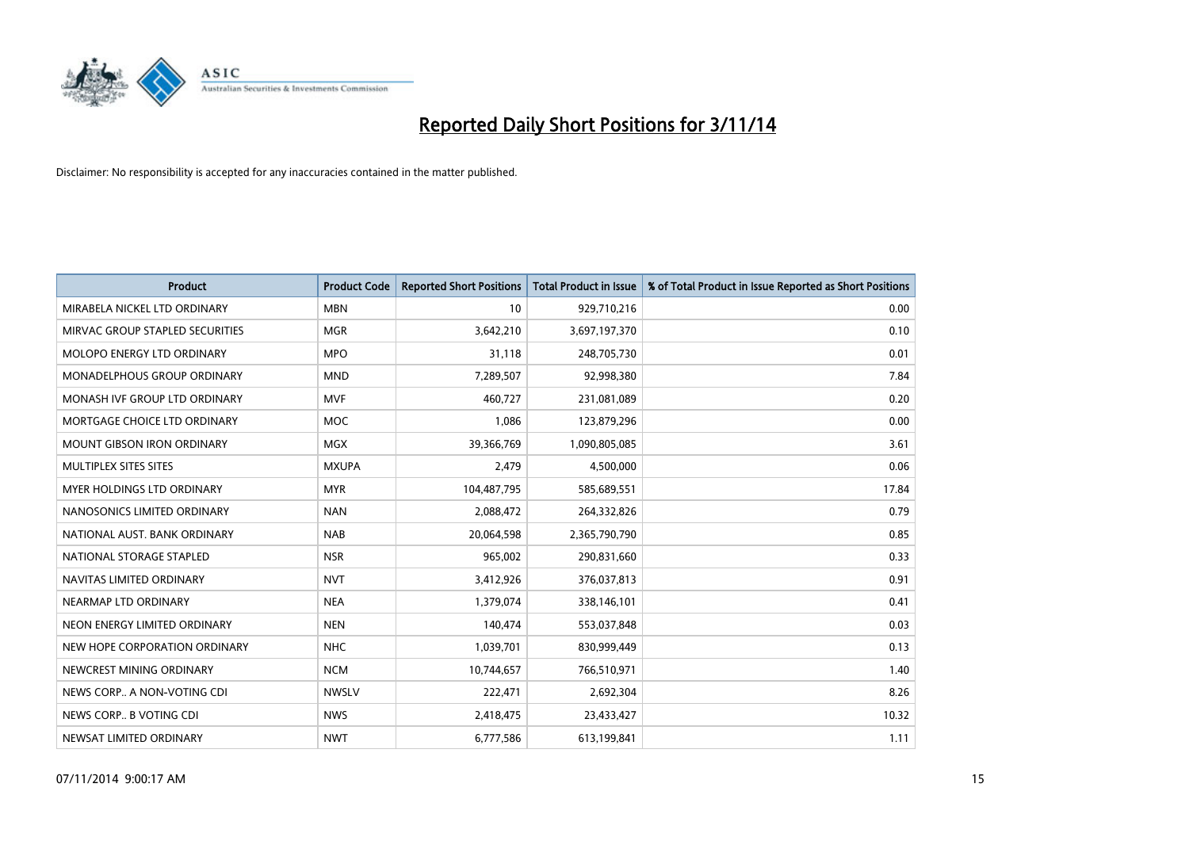# Reported Daily Short Positions for 3/11/14

Disclaimer: No responsibility is accepted for any inaccuracies contained in the matter published.

| Product | Product Code | Reported Short Positions | Total Product in Issue | % of Total Product in Issue Reported as Short Positions |
|---|---|---|---|---|
| MIRABELA NICKEL LTD ORDINARY | MBN | 10 | 929,710,216 | 0.00 |
| MIRVAC GROUP STAPLED SECURITIES | MGR | 3,642,210 | 3,697,197,370 | 0.10 |
| MOLOPO ENERGY LTD ORDINARY | MPO | 31,118 | 248,705,730 | 0.01 |
| MONADELPHOUS GROUP ORDINARY | MND | 7,289,507 | 92,998,380 | 7.84 |
| MONASH IVF GROUP LTD ORDINARY | MVF | 460,727 | 231,081,089 | 0.20 |
| MORTGAGE CHOICE LTD ORDINARY | MOC | 1,086 | 123,879,296 | 0.00 |
| MOUNT GIBSON IRON ORDINARY | MGX | 39,366,769 | 1,090,805,085 | 3.61 |
| MULTIPLEX SITES SITES | MXUPA | 2,479 | 4,500,000 | 0.06 |
| MYER HOLDINGS LTD ORDINARY | MYR | 104,487,795 | 585,689,551 | 17.84 |
| NANOSONICS LIMITED ORDINARY | NAN | 2,088,472 | 264,332,826 | 0.79 |
| NATIONAL AUST. BANK ORDINARY | NAB | 20,064,598 | 2,365,790,790 | 0.85 |
| NATIONAL STORAGE STAPLED | NSR | 965,002 | 290,831,660 | 0.33 |
| NAVITAS LIMITED ORDINARY | NVT | 3,412,926 | 376,037,813 | 0.91 |
| NEARMAP LTD ORDINARY | NEA | 1,379,074 | 338,146,101 | 0.41 |
| NEON ENERGY LIMITED ORDINARY | NEN | 140,474 | 553,037,848 | 0.03 |
| NEW HOPE CORPORATION ORDINARY | NHC | 1,039,701 | 830,999,449 | 0.13 |
| NEWCREST MINING ORDINARY | NCM | 10,744,657 | 766,510,971 | 1.40 |
| NEWS CORP.. A NON-VOTING CDI | NWSLV | 222,471 | 2,692,304 | 8.26 |
| NEWS CORP.. B VOTING CDI | NWS | 2,418,475 | 23,433,427 | 10.32 |
| NEWSAT LIMITED ORDINARY | NWT | 6,777,586 | 613,199,841 | 1.11 |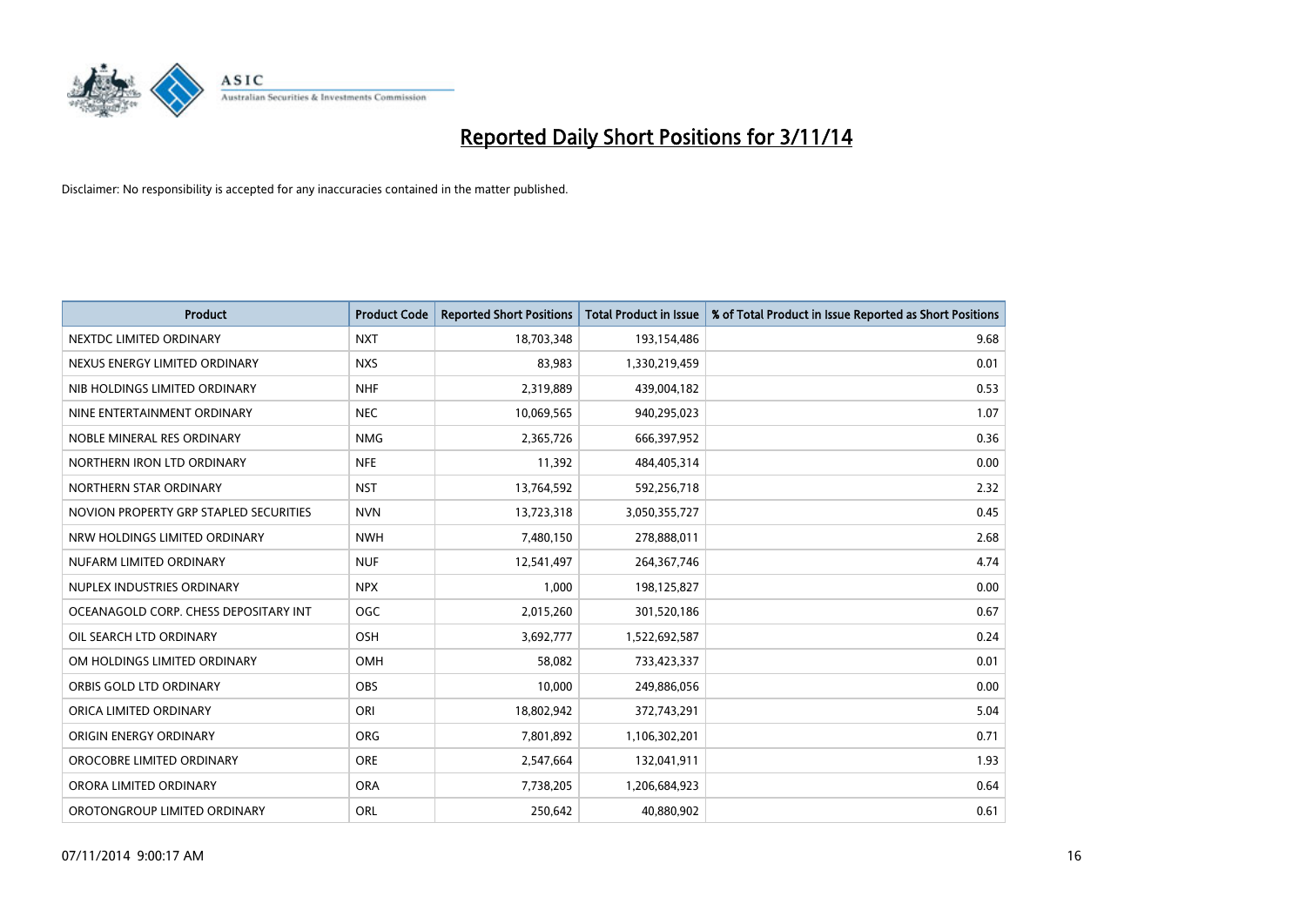# Reported Daily Short Positions for 3/11/14

Disclaimer: No responsibility is accepted for any inaccuracies contained in the matter published.

| Product | Product Code | Reported Short Positions | Total Product in Issue | % of Total Product in Issue Reported as Short Positions |
|---|---|---|---|---|
| NEXTDC LIMITED ORDINARY | NXT | 18,703,348 | 193,154,486 | 9.68 |
| NEXUS ENERGY LIMITED ORDINARY | NXS | 83,983 | 1,330,219,459 | 0.01 |
| NIB HOLDINGS LIMITED ORDINARY | NHF | 2,319,889 | 439,004,182 | 0.53 |
| NINE ENTERTAINMENT ORDINARY | NEC | 10,069,565 | 940,295,023 | 1.07 |
| NOBLE MINERAL RES ORDINARY | NMG | 2,365,726 | 666,397,952 | 0.36 |
| NORTHERN IRON LTD ORDINARY | NFE | 11,392 | 484,405,314 | 0.00 |
| NORTHERN STAR ORDINARY | NST | 13,764,592 | 592,256,718 | 2.32 |
| NOVION PROPERTY GRP STAPLED SECURITIES | NVN | 13,723,318 | 3,050,355,727 | 0.45 |
| NRW HOLDINGS LIMITED ORDINARY | NWH | 7,480,150 | 278,888,011 | 2.68 |
| NUFARM LIMITED ORDINARY | NUF | 12,541,497 | 264,367,746 | 4.74 |
| NUPLEX INDUSTRIES ORDINARY | NPX | 1,000 | 198,125,827 | 0.00 |
| OCEANAGOLD CORP. CHESS DEPOSITARY INT | OGC | 2,015,260 | 301,520,186 | 0.67 |
| OIL SEARCH LTD ORDINARY | OSH | 3,692,777 | 1,522,692,587 | 0.24 |
| OM HOLDINGS LIMITED ORDINARY | OMH | 58,082 | 733,423,337 | 0.01 |
| ORBIS GOLD LTD ORDINARY | OBS | 10,000 | 249,886,056 | 0.00 |
| ORICA LIMITED ORDINARY | ORI | 18,802,942 | 372,743,291 | 5.04 |
| ORIGIN ENERGY ORDINARY | ORG | 7,801,892 | 1,106,302,201 | 0.71 |
| OROCOBRE LIMITED ORDINARY | ORE | 2,547,664 | 132,041,911 | 1.93 |
| ORORA LIMITED ORDINARY | ORA | 7,738,205 | 1,206,684,923 | 0.64 |
| OROTONGROUP LIMITED ORDINARY | ORL | 250,642 | 40,880,902 | 0.61 |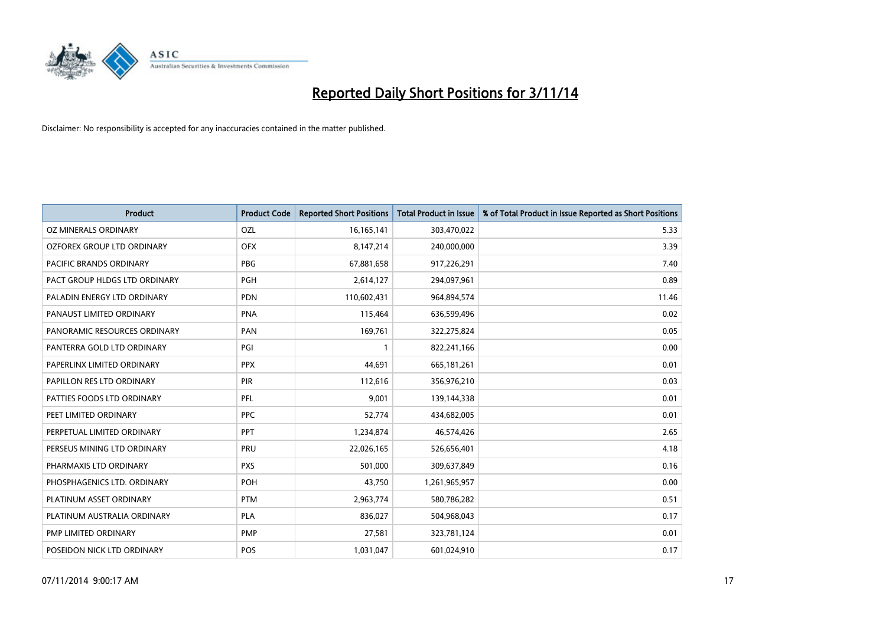# Reported Daily Short Positions for 3/11/14

Disclaimer: No responsibility is accepted for any inaccuracies contained in the matter published.

| Product | Product Code | Reported Short Positions | Total Product in Issue | % of Total Product in Issue Reported as Short Positions |
|---|---|---|---|---|
| OZ MINERALS ORDINARY | OZL | 16,165,141 | 303,470,022 | 5.33 |
| OZFOREX GROUP LTD ORDINARY | OFX | 8,147,214 | 240,000,000 | 3.39 |
| PACIFIC BRANDS ORDINARY | PBG | 67,881,658 | 917,226,291 | 7.40 |
| PACT GROUP HLDGS LTD ORDINARY | PGH | 2,614,127 | 294,097,961 | 0.89 |
| PALADIN ENERGY LTD ORDINARY | PDN | 110,602,431 | 964,894,574 | 11.46 |
| PANAUST LIMITED ORDINARY | PNA | 115,464 | 636,599,496 | 0.02 |
| PANORAMIC RESOURCES ORDINARY | PAN | 169,761 | 322,275,824 | 0.05 |
| PANTERRA GOLD LTD ORDINARY | PGI | 1 | 822,241,166 | 0.00 |
| PAPERLINX LIMITED ORDINARY | PPX | 44,691 | 665,181,261 | 0.01 |
| PAPILLON RES LTD ORDINARY | PIR | 112,616 | 356,976,210 | 0.03 |
| PATTIES FOODS LTD ORDINARY | PFL | 9,001 | 139,144,338 | 0.01 |
| PEET LIMITED ORDINARY | PPC | 52,774 | 434,682,005 | 0.01 |
| PERPETUAL LIMITED ORDINARY | PPT | 1,234,874 | 46,574,426 | 2.65 |
| PERSEUS MINING LTD ORDINARY | PRU | 22,026,165 | 526,656,401 | 4.18 |
| PHARMAXIS LTD ORDINARY | PXS | 501,000 | 309,637,849 | 0.16 |
| PHOSPHAGENICS LTD. ORDINARY | POH | 43,750 | 1,261,965,957 | 0.00 |
| PLATINUM ASSET ORDINARY | PTM | 2,963,774 | 580,786,282 | 0.51 |
| PLATINUM AUSTRALIA ORDINARY | PLA | 836,027 | 504,968,043 | 0.17 |
| PMP LIMITED ORDINARY | PMP | 27,581 | 323,781,124 | 0.01 |
| POSEIDON NICK LTD ORDINARY | POS | 1,031,047 | 601,024,910 | 0.17 |

07/11/2014 9:00:17 AM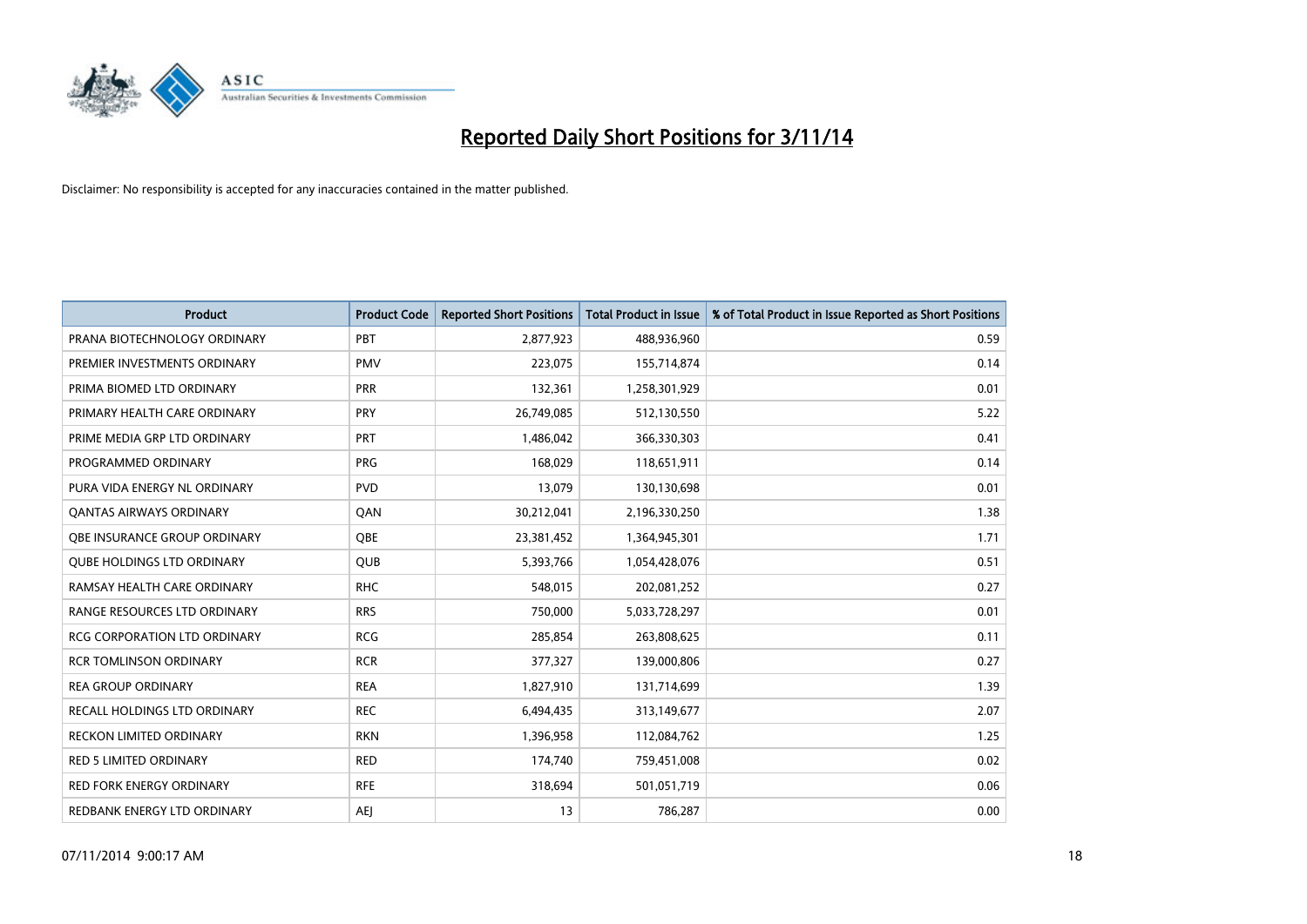# Reported Daily Short Positions for 3/11/14

Disclaimer: No responsibility is accepted for any inaccuracies contained in the matter published.

| Product | Product Code | Reported Short Positions | Total Product in Issue | % of Total Product in Issue Reported as Short Positions |
|---|---|---|---|---|
| PRANA BIOTECHNOLOGY ORDINARY | PBT | 2,877,923 | 488,936,960 | 0.59 |
| PREMIER INVESTMENTS ORDINARY | PMV | 223,075 | 155,714,874 | 0.14 |
| PRIMA BIOMED LTD ORDINARY | PRR | 132,361 | 1,258,301,929 | 0.01 |
| PRIMARY HEALTH CARE ORDINARY | PRY | 26,749,085 | 512,130,550 | 5.22 |
| PRIME MEDIA GRP LTD ORDINARY | PRT | 1,486,042 | 366,330,303 | 0.41 |
| PROGRAMMED ORDINARY | PRG | 168,029 | 118,651,911 | 0.14 |
| PURA VIDA ENERGY NL ORDINARY | PVD | 13,079 | 130,130,698 | 0.01 |
| QANTAS AIRWAYS ORDINARY | QAN | 30,212,041 | 2,196,330,250 | 1.38 |
| QBE INSURANCE GROUP ORDINARY | QBE | 23,381,452 | 1,364,945,301 | 1.71 |
| QUBE HOLDINGS LTD ORDINARY | QUB | 5,393,766 | 1,054,428,076 | 0.51 |
| RAMSAY HEALTH CARE ORDINARY | RHC | 548,015 | 202,081,252 | 0.27 |
| RANGE RESOURCES LTD ORDINARY | RRS | 750,000 | 5,033,728,297 | 0.01 |
| RCG CORPORATION LTD ORDINARY | RCG | 285,854 | 263,808,625 | 0.11 |
| RCR TOMLINSON ORDINARY | RCR | 377,327 | 139,000,806 | 0.27 |
| REA GROUP ORDINARY | REA | 1,827,910 | 131,714,699 | 1.39 |
| RECALL HOLDINGS LTD ORDINARY | REC | 6,494,435 | 313,149,677 | 2.07 |
| RECKON LIMITED ORDINARY | RKN | 1,396,958 | 112,084,762 | 1.25 |
| RED 5 LIMITED ORDINARY | RED | 174,740 | 759,451,008 | 0.02 |
| RED FORK ENERGY ORDINARY | RFE | 318,694 | 501,051,719 | 0.06 |
| REDBANK ENERGY LTD ORDINARY | AEJ | 13 | 786,287 | 0.00 |

07/11/2014 9:00:17 AM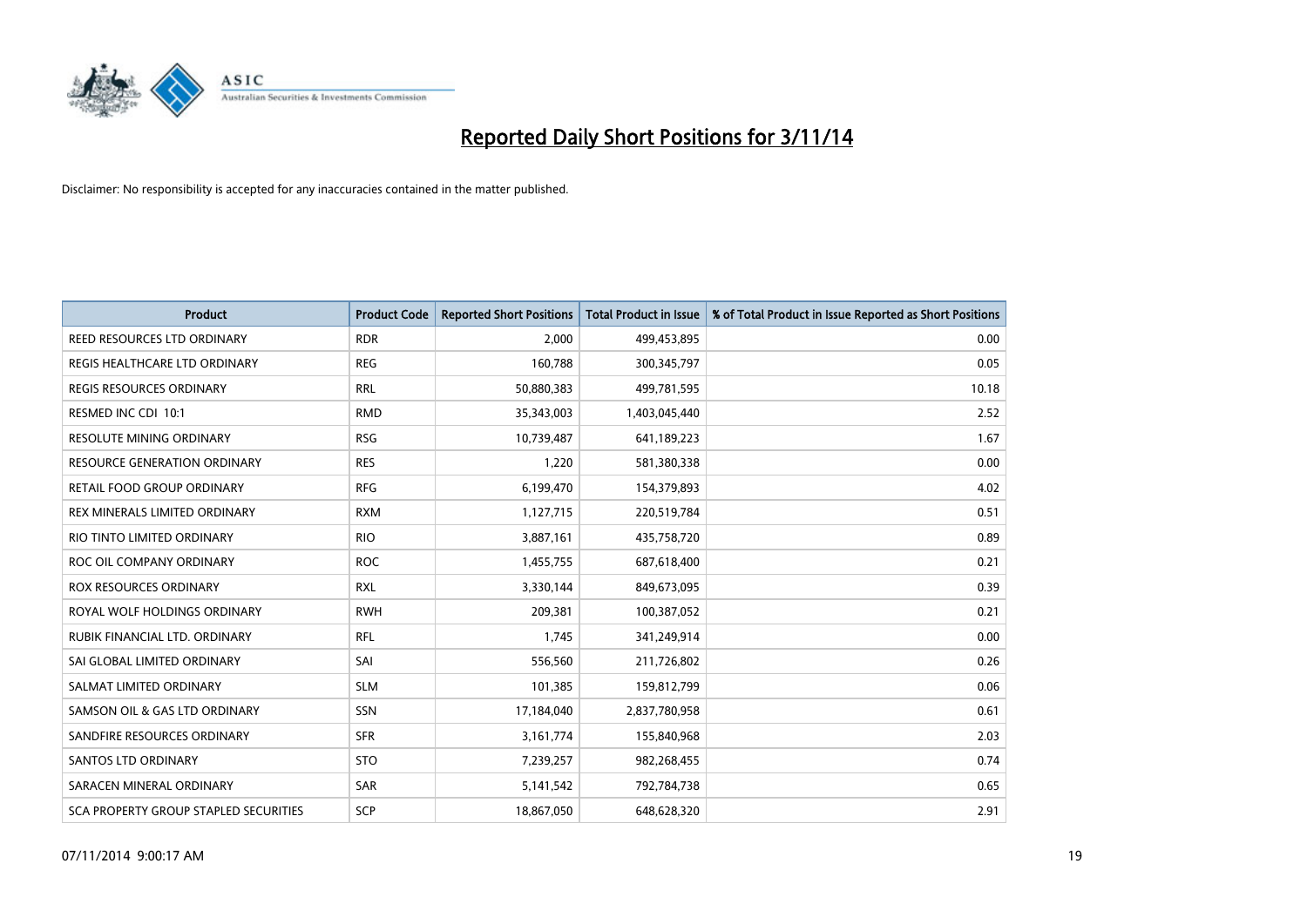# Reported Daily Short Positions for 3/11/14

Disclaimer: No responsibility is accepted for any inaccuracies contained in the matter published.

| Product | Product Code | Reported Short Positions | Total Product in Issue | % of Total Product in Issue Reported as Short Positions |
|---|---|---|---|---|
| REED RESOURCES LTD ORDINARY | RDR | 2,000 | 499,453,895 | 0.00 |
| REGIS HEALTHCARE LTD ORDINARY | REG | 160,788 | 300,345,797 | 0.05 |
| REGIS RESOURCES ORDINARY | RRL | 50,880,383 | 499,781,595 | 10.18 |
| RESMED INC CDI 10:1 | RMD | 35,343,003 | 1,403,045,440 | 2.52 |
| RESOLUTE MINING ORDINARY | RSG | 10,739,487 | 641,189,223 | 1.67 |
| RESOURCE GENERATION ORDINARY | RES | 1,220 | 581,380,338 | 0.00 |
| RETAIL FOOD GROUP ORDINARY | RFG | 6,199,470 | 154,379,893 | 4.02 |
| REX MINERALS LIMITED ORDINARY | RXM | 1,127,715 | 220,519,784 | 0.51 |
| RIO TINTO LIMITED ORDINARY | RIO | 3,887,161 | 435,758,720 | 0.89 |
| ROC OIL COMPANY ORDINARY | ROC | 1,455,755 | 687,618,400 | 0.21 |
| ROX RESOURCES ORDINARY | RXL | 3,330,144 | 849,673,095 | 0.39 |
| ROYAL WOLF HOLDINGS ORDINARY | RWH | 209,381 | 100,387,052 | 0.21 |
| RUBIK FINANCIAL LTD. ORDINARY | RFL | 1,745 | 341,249,914 | 0.00 |
| SAI GLOBAL LIMITED ORDINARY | SAI | 556,560 | 211,726,802 | 0.26 |
| SALMAT LIMITED ORDINARY | SLM | 101,385 | 159,812,799 | 0.06 |
| SAMSON OIL & GAS LTD ORDINARY | SSN | 17,184,040 | 2,837,780,958 | 0.61 |
| SANDFIRE RESOURCES ORDINARY | SFR | 3,161,774 | 155,840,968 | 2.03 |
| SANTOS LTD ORDINARY | STO | 7,239,257 | 982,268,455 | 0.74 |
| SARACEN MINERAL ORDINARY | SAR | 5,141,542 | 792,784,738 | 0.65 |
| SCA PROPERTY GROUP STAPLED SECURITIES | SCP | 18,867,050 | 648,628,320 | 2.91 |

07/11/2014 9:00:17 AM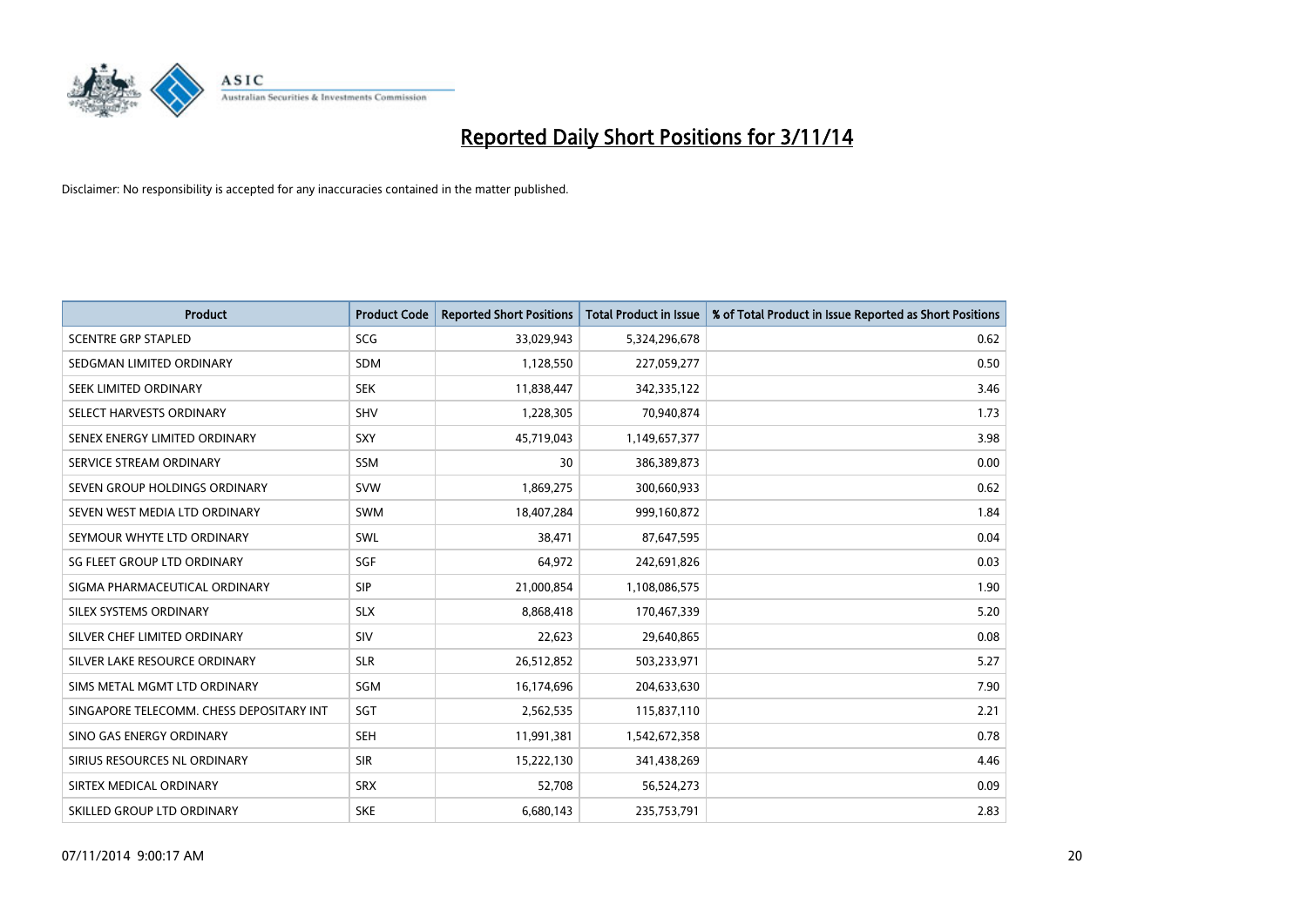# Reported Daily Short Positions for 3/11/14

Disclaimer: No responsibility is accepted for any inaccuracies contained in the matter published.

| Product | Product Code | Reported Short Positions | Total Product in Issue | % of Total Product in Issue Reported as Short Positions |
|---|---|---|---|---|
| SCENTRE GRP STAPLED | SCG | 33,029,943 | 5,324,296,678 | 0.62 |
| SEDGMAN LIMITED ORDINARY | SDM | 1,128,550 | 227,059,277 | 0.50 |
| SEEK LIMITED ORDINARY | SEK | 11,838,447 | 342,335,122 | 3.46 |
| SELECT HARVESTS ORDINARY | SHV | 1,228,305 | 70,940,874 | 1.73 |
| SENEX ENERGY LIMITED ORDINARY | SXY | 45,719,043 | 1,149,657,377 | 3.98 |
| SERVICE STREAM ORDINARY | SSM | 30 | 386,389,873 | 0.00 |
| SEVEN GROUP HOLDINGS ORDINARY | SVW | 1,869,275 | 300,660,933 | 0.62 |
| SEVEN WEST MEDIA LTD ORDINARY | SWM | 18,407,284 | 999,160,872 | 1.84 |
| SEYMOUR WHYTE LTD ORDINARY | SWL | 38,471 | 87,647,595 | 0.04 |
| SG FLEET GROUP LTD ORDINARY | SGF | 64,972 | 242,691,826 | 0.03 |
| SIGMA PHARMACEUTICAL ORDINARY | SIP | 21,000,854 | 1,108,086,575 | 1.90 |
| SILEX SYSTEMS ORDINARY | SLX | 8,868,418 | 170,467,339 | 5.20 |
| SILVER CHEF LIMITED ORDINARY | SIV | 22,623 | 29,640,865 | 0.08 |
| SILVER LAKE RESOURCE ORDINARY | SLR | 26,512,852 | 503,233,971 | 5.27 |
| SIMS METAL MGMT LTD ORDINARY | SGM | 16,174,696 | 204,633,630 | 7.90 |
| SINGAPORE TELECOMM. CHESS DEPOSITARY INT | SGT | 2,562,535 | 115,837,110 | 2.21 |
| SINO GAS ENERGY ORDINARY | SEH | 11,991,381 | 1,542,672,358 | 0.78 |
| SIRIUS RESOURCES NL ORDINARY | SIR | 15,222,130 | 341,438,269 | 4.46 |
| SIRTEX MEDICAL ORDINARY | SRX | 52,708 | 56,524,273 | 0.09 |
| SKILLED GROUP LTD ORDINARY | SKE | 6,680,143 | 235,753,791 | 2.83 |

07/11/2014 9:00:17 AM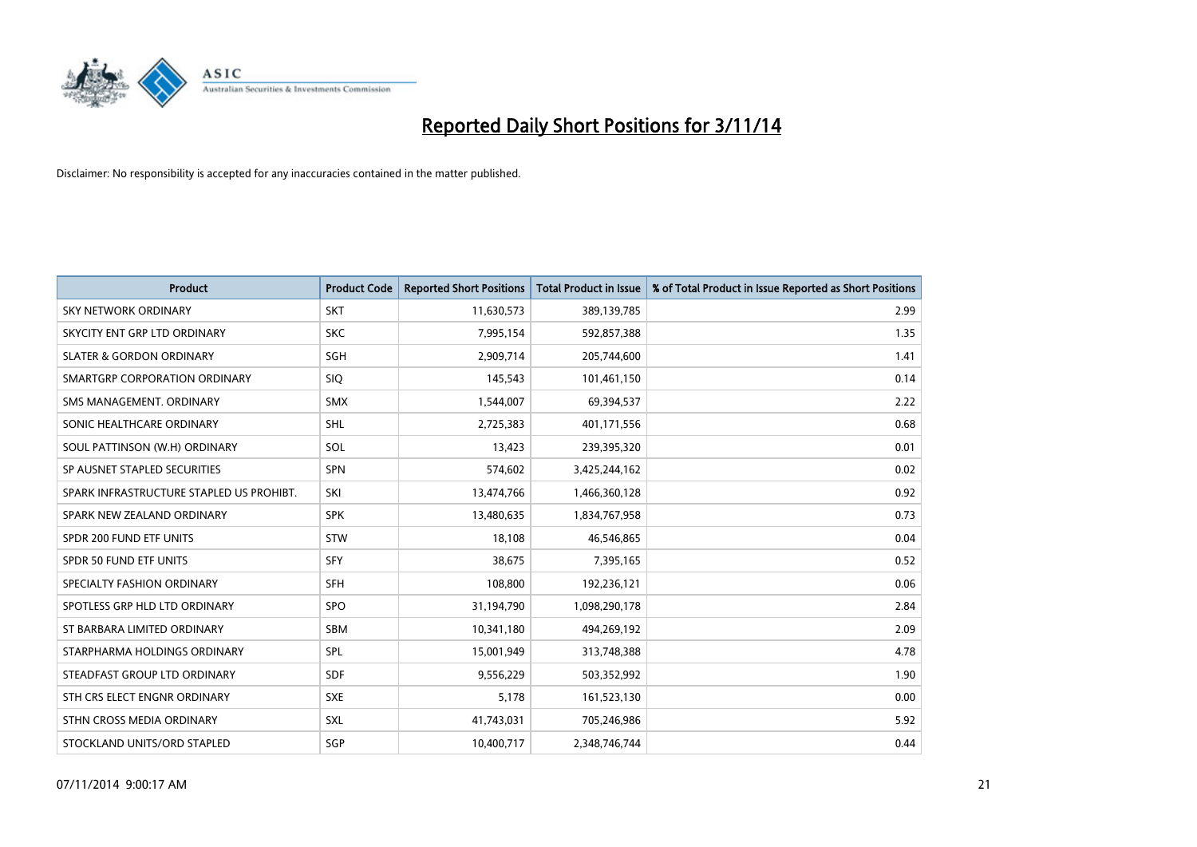# Reported Daily Short Positions for 3/11/14

Disclaimer: No responsibility is accepted for any inaccuracies contained in the matter published.

| Product | Product Code | Reported Short Positions | Total Product in Issue | % of Total Product in Issue Reported as Short Positions |
|---|---|---|---|---|
| SKY NETWORK ORDINARY | SKT | 11,630,573 | 389,139,785 | 2.99 |
| SKYCITY ENT GRP LTD ORDINARY | SKC | 7,995,154 | 592,857,388 | 1.35 |
| SLATER & GORDON ORDINARY | SGH | 2,909,714 | 205,744,600 | 1.41 |
| SMARTGRP CORPORATION ORDINARY | SIQ | 145,543 | 101,461,150 | 0.14 |
| SMS MANAGEMENT. ORDINARY | SMX | 1,544,007 | 69,394,537 | 2.22 |
| SONIC HEALTHCARE ORDINARY | SHL | 2,725,383 | 401,171,556 | 0.68 |
| SOUL PATTINSON (W.H) ORDINARY | SOL | 13,423 | 239,395,320 | 0.01 |
| SP AUSNET STAPLED SECURITIES | SPN | 574,602 | 3,425,244,162 | 0.02 |
| SPARK INFRASTRUCTURE STAPLED US PROHIBT. | SKI | 13,474,766 | 1,466,360,128 | 0.92 |
| SPARK NEW ZEALAND ORDINARY | SPK | 13,480,635 | 1,834,767,958 | 0.73 |
| SPDR 200 FUND ETF UNITS | STW | 18,108 | 46,546,865 | 0.04 |
| SPDR 50 FUND ETF UNITS | SFY | 38,675 | 7,395,165 | 0.52 |
| SPECIALTY FASHION ORDINARY | SFH | 108,800 | 192,236,121 | 0.06 |
| SPOTLESS GRP HLD LTD ORDINARY | SPO | 31,194,790 | 1,098,290,178 | 2.84 |
| ST BARBARA LIMITED ORDINARY | SBM | 10,341,180 | 494,269,192 | 2.09 |
| STARPHARMA HOLDINGS ORDINARY | SPL | 15,001,949 | 313,748,388 | 4.78 |
| STEADFAST GROUP LTD ORDINARY | SDF | 9,556,229 | 503,352,992 | 1.90 |
| STH CRS ELECT ENGNR ORDINARY | SXE | 5,178 | 161,523,130 | 0.00 |
| STHN CROSS MEDIA ORDINARY | SXL | 41,743,031 | 705,246,986 | 5.92 |
| STOCKLAND UNITS/ORD STAPLED | SGP | 10,400,717 | 2,348,746,744 | 0.44 |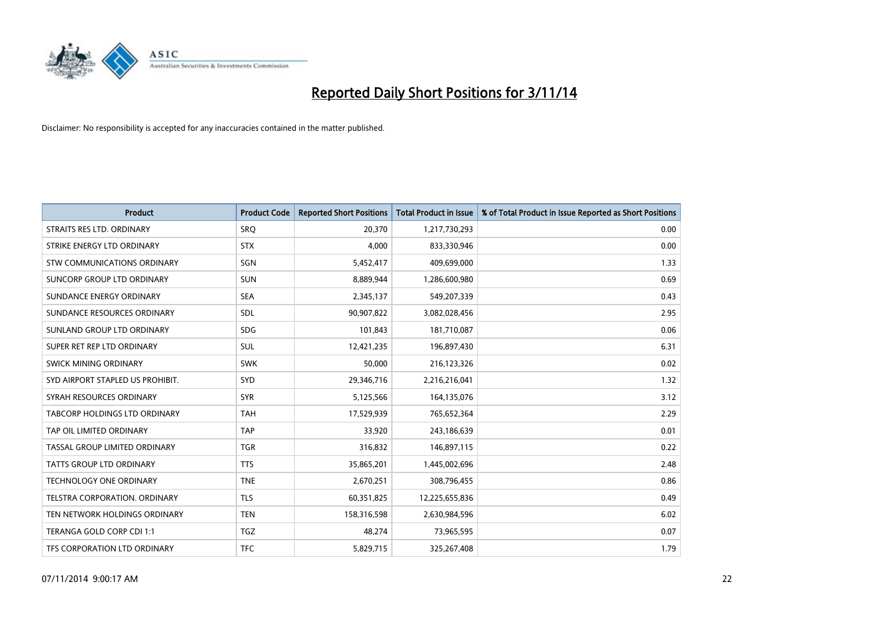# Reported Daily Short Positions for 3/11/14

Disclaimer: No responsibility is accepted for any inaccuracies contained in the matter published.

| Product | Product Code | Reported Short Positions | Total Product in Issue | % of Total Product in Issue Reported as Short Positions |
|---|---|---|---|---|
| STRAITS RES LTD. ORDINARY | SRQ | 20,370 | 1,217,730,293 | 0.00 |
| STRIKE ENERGY LTD ORDINARY | STX | 4,000 | 833,330,946 | 0.00 |
| STW COMMUNICATIONS ORDINARY | SGN | 5,452,417 | 409,699,000 | 1.33 |
| SUNCORP GROUP LTD ORDINARY | SUN | 8,889,944 | 1,286,600,980 | 0.69 |
| SUNDANCE ENERGY ORDINARY | SEA | 2,345,137 | 549,207,339 | 0.43 |
| SUNDANCE RESOURCES ORDINARY | SDL | 90,907,822 | 3,082,028,456 | 2.95 |
| SUNLAND GROUP LTD ORDINARY | SDG | 101,843 | 181,710,087 | 0.06 |
| SUPER RET REP LTD ORDINARY | SUL | 12,421,235 | 196,897,430 | 6.31 |
| SWICK MINING ORDINARY | SWK | 50,000 | 216,123,326 | 0.02 |
| SYD AIRPORT STAPLED US PROHIBIT. | SYD | 29,346,716 | 2,216,216,041 | 1.32 |
| SYRAH RESOURCES ORDINARY | SYR | 5,125,566 | 164,135,076 | 3.12 |
| TABCORP HOLDINGS LTD ORDINARY | TAH | 17,529,939 | 765,652,364 | 2.29 |
| TAP OIL LIMITED ORDINARY | TAP | 33,920 | 243,186,639 | 0.01 |
| TASSAL GROUP LIMITED ORDINARY | TGR | 316,832 | 146,897,115 | 0.22 |
| TATTS GROUP LTD ORDINARY | TTS | 35,865,201 | 1,445,002,696 | 2.48 |
| TECHNOLOGY ONE ORDINARY | TNE | 2,670,251 | 308,796,455 | 0.86 |
| TELSTRA CORPORATION. ORDINARY | TLS | 60,351,825 | 12,225,655,836 | 0.49 |
| TEN NETWORK HOLDINGS ORDINARY | TEN | 158,316,598 | 2,630,984,596 | 6.02 |
| TERANGA GOLD CORP CDI 1:1 | TGZ | 48,274 | 73,965,595 | 0.07 |
| TFS CORPORATION LTD ORDINARY | TFC | 5,829,715 | 325,267,408 | 1.79 |

07/11/2014 9:00:17 AM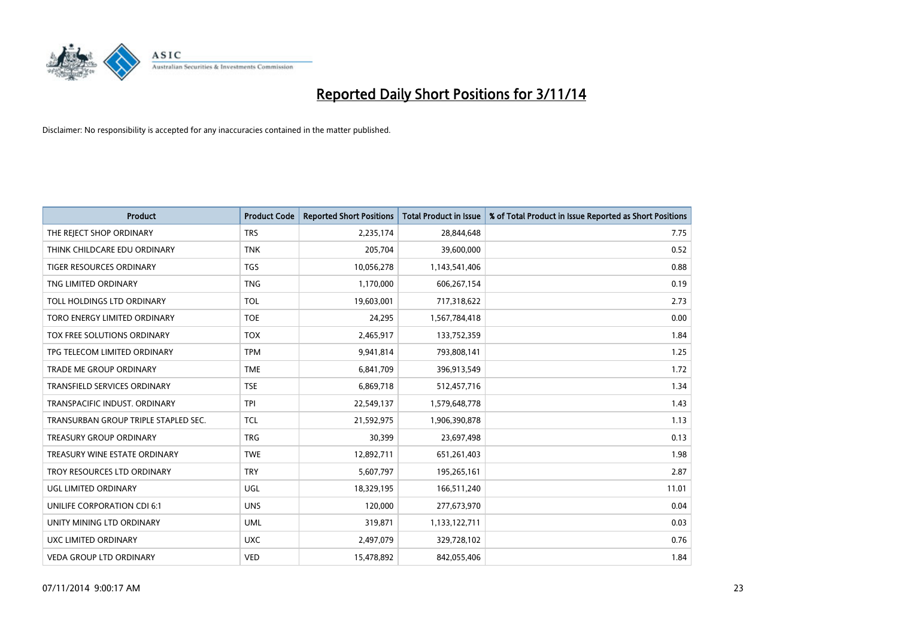# Reported Daily Short Positions for 3/11/14

Disclaimer: No responsibility is accepted for any inaccuracies contained in the matter published.

| Product | Product Code | Reported Short Positions | Total Product in Issue | % of Total Product in Issue Reported as Short Positions |
|---|---|---|---|---|
| THE REJECT SHOP ORDINARY | TRS | 2,235,174 | 28,844,648 | 7.75 |
| THINK CHILDCARE EDU ORDINARY | TNK | 205,704 | 39,600,000 | 0.52 |
| TIGER RESOURCES ORDINARY | TGS | 10,056,278 | 1,143,541,406 | 0.88 |
| TNG LIMITED ORDINARY | TNG | 1,170,000 | 606,267,154 | 0.19 |
| TOLL HOLDINGS LTD ORDINARY | TOL | 19,603,001 | 717,318,622 | 2.73 |
| TORO ENERGY LIMITED ORDINARY | TOE | 24,295 | 1,567,784,418 | 0.00 |
| TOX FREE SOLUTIONS ORDINARY | TOX | 2,465,917 | 133,752,359 | 1.84 |
| TPG TELECOM LIMITED ORDINARY | TPM | 9,941,814 | 793,808,141 | 1.25 |
| TRADE ME GROUP ORDINARY | TME | 6,841,709 | 396,913,549 | 1.72 |
| TRANSFIELD SERVICES ORDINARY | TSE | 6,869,718 | 512,457,716 | 1.34 |
| TRANSPACIFIC INDUST. ORDINARY | TPI | 22,549,137 | 1,579,648,778 | 1.43 |
| TRANSURBAN GROUP TRIPLE STAPLED SEC. | TCL | 21,592,975 | 1,906,390,878 | 1.13 |
| TREASURY GROUP ORDINARY | TRG | 30,399 | 23,697,498 | 0.13 |
| TREASURY WINE ESTATE ORDINARY | TWE | 12,892,711 | 651,261,403 | 1.98 |
| TROY RESOURCES LTD ORDINARY | TRY | 5,607,797 | 195,265,161 | 2.87 |
| UGL LIMITED ORDINARY | UGL | 18,329,195 | 166,511,240 | 11.01 |
| UNILIFE CORPORATION CDI 6:1 | UNS | 120,000 | 277,673,970 | 0.04 |
| UNITY MINING LTD ORDINARY | UML | 319,871 | 1,133,122,711 | 0.03 |
| UXC LIMITED ORDINARY | UXC | 2,497,079 | 329,728,102 | 0.76 |
| VEDA GROUP LTD ORDINARY | VED | 15,478,892 | 842,055,406 | 1.84 |

07/11/2014 9:00:17 AM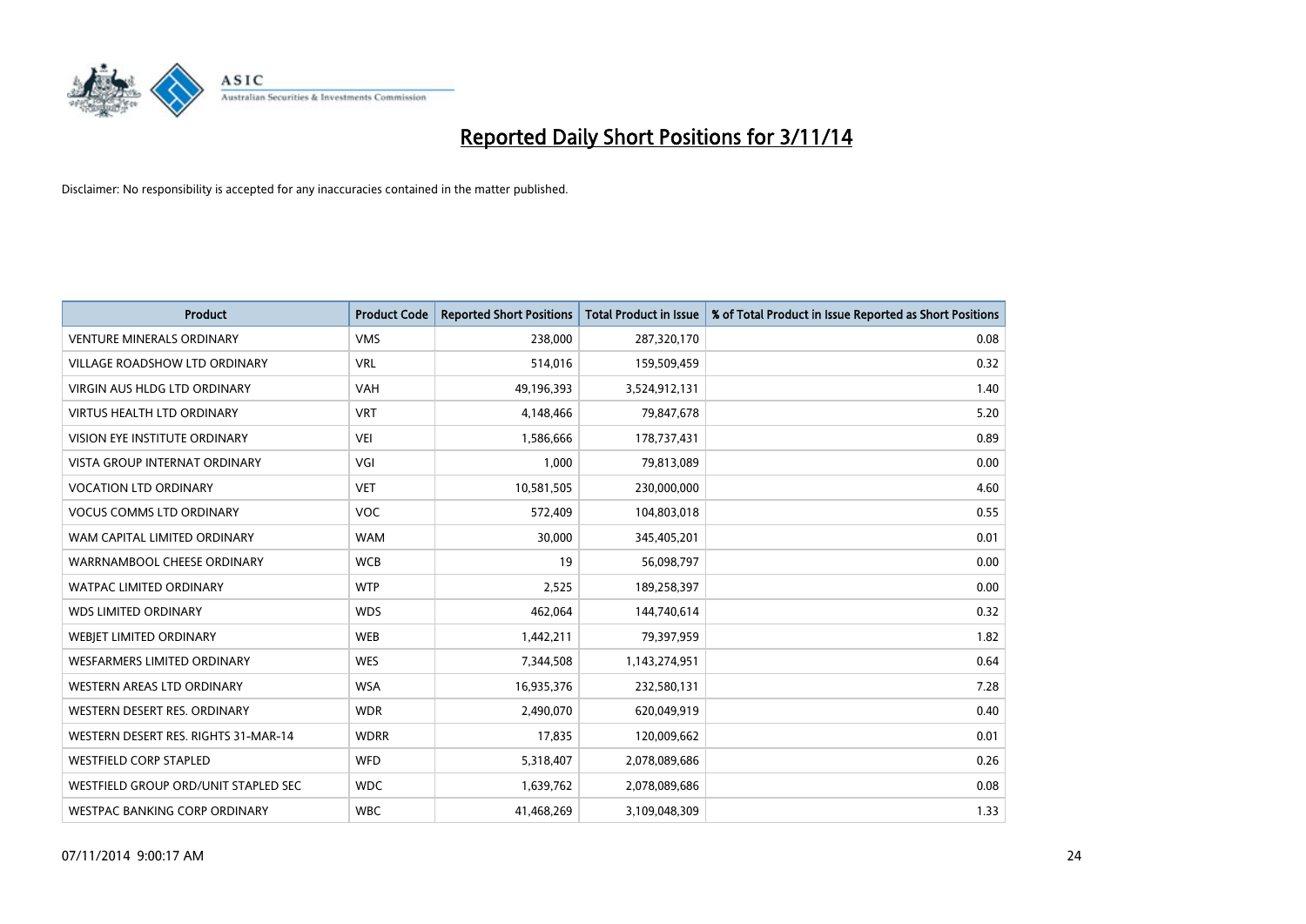# Reported Daily Short Positions for 3/11/14

Disclaimer: No responsibility is accepted for any inaccuracies contained in the matter published.

| Product | Product Code | Reported Short Positions | Total Product in Issue | % of Total Product in Issue Reported as Short Positions |
| --- | --- | --- | --- | --- |
| VENTURE MINERALS ORDINARY | VMS | 238,000 | 287,320,170 | 0.08 |
| VILLAGE ROADSHOW LTD ORDINARY | VRL | 514,016 | 159,509,459 | 0.32 |
| VIRGIN AUS HLDG LTD ORDINARY | VAH | 49,196,393 | 3,524,912,131 | 1.40 |
| VIRTUS HEALTH LTD ORDINARY | VRT | 4,148,466 | 79,847,678 | 5.20 |
| VISION EYE INSTITUTE ORDINARY | VEI | 1,586,666 | 178,737,431 | 0.89 |
| VISTA GROUP INTERNAT ORDINARY | VGI | 1,000 | 79,813,089 | 0.00 |
| VOCATION LTD ORDINARY | VET | 10,581,505 | 230,000,000 | 4.60 |
| VOCUS COMMS LTD ORDINARY | VOC | 572,409 | 104,803,018 | 0.55 |
| WAM CAPITAL LIMITED ORDINARY | WAM | 30,000 | 345,405,201 | 0.01 |
| WARRNAMBOOL CHEESE ORDINARY | WCB | 19 | 56,098,797 | 0.00 |
| WATPAC LIMITED ORDINARY | WTP | 2,525 | 189,258,397 | 0.00 |
| WDS LIMITED ORDINARY | WDS | 462,064 | 144,740,614 | 0.32 |
| WEBJET LIMITED ORDINARY | WEB | 1,442,211 | 79,397,959 | 1.82 |
| WESFARMERS LIMITED ORDINARY | WES | 7,344,508 | 1,143,274,951 | 0.64 |
| WESTERN AREAS LTD ORDINARY | WSA | 16,935,376 | 232,580,131 | 7.28 |
| WESTERN DESERT RES. ORDINARY | WDR | 2,490,070 | 620,049,919 | 0.40 |
| WESTERN DESERT RES. RIGHTS 31-MAR-14 | WDRR | 17,835 | 120,009,662 | 0.01 |
| WESTFIELD CORP STAPLED | WFD | 5,318,407 | 2,078,089,686 | 0.26 |
| WESTFIELD GROUP ORD/UNIT STAPLED SEC | WDC | 1,639,762 | 2,078,089,686 | 0.08 |
| WESTPAC BANKING CORP ORDINARY | WBC | 41,468,269 | 3,109,048,309 | 1.33 |

07/11/2014 9:00:17 AM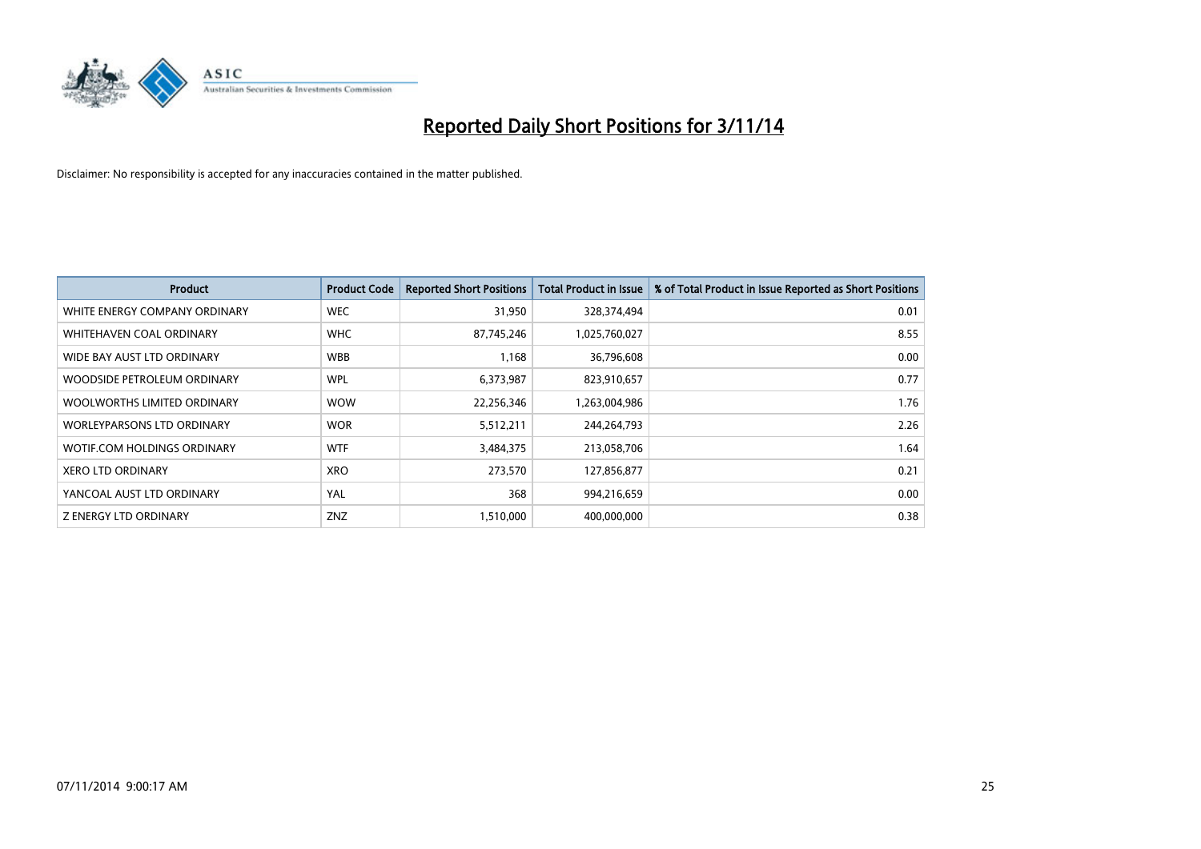# Reported Daily Short Positions for 3/11/14

Disclaimer: No responsibility is accepted for any inaccuracies contained in the matter published.

| Product | Product Code | Reported Short Positions | Total Product in Issue | % of Total Product in Issue Reported as Short Positions |
|---|---|---|---|---|
| WHITE ENERGY COMPANY ORDINARY | WEC | 31,950 | 328,374,494 | 0.01 |
| WHITEHAVEN COAL ORDINARY | WHC | 87,745,246 | 1,025,760,027 | 8.55 |
| WIDE BAY AUST LTD ORDINARY | WBB | 1,168 | 36,796,608 | 0.00 |
| WOODSIDE PETROLEUM ORDINARY | WPL | 6,373,987 | 823,910,657 | 0.77 |
| WOOLWORTHS LIMITED ORDINARY | WOW | 22,256,346 | 1,263,004,986 | 1.76 |
| WORLEYPARSONS LTD ORDINARY | WOR | 5,512,211 | 244,264,793 | 2.26 |
| WOTIF.COM HOLDINGS ORDINARY | WTF | 3,484,375 | 213,058,706 | 1.64 |
| XERO LTD ORDINARY | XRO | 273,570 | 127,856,877 | 0.21 |
| YANCOAL AUST LTD ORDINARY | YAL | 368 | 994,216,659 | 0.00 |
| Z ENERGY LTD ORDINARY | ZNZ | 1,510,000 | 400,000,000 | 0.38 |

07/11/2014 9:00:17 AM